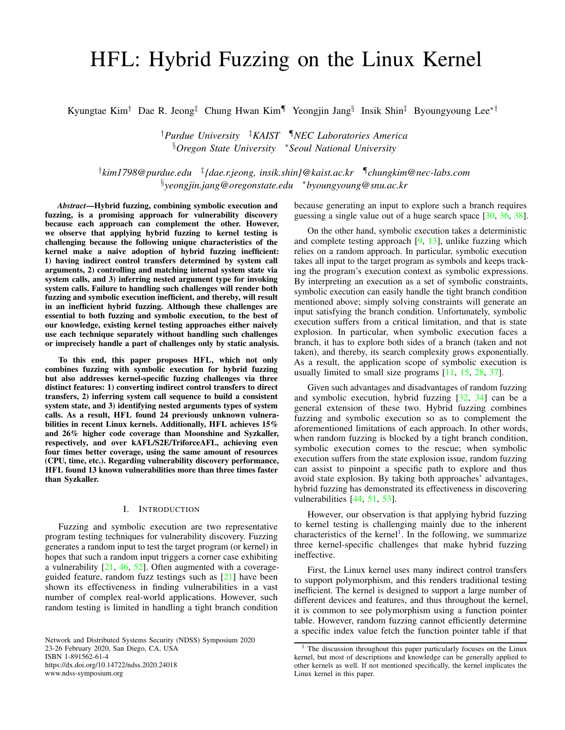# HFL: Hybrid Fuzzing on the Linux Kernel

Kyungtae Kim[†] Dae R. Jeong[‡] Chung Hwan Kim[¶] Yeongjin Jang[§] Insik Shin[‡] Byoungyoung Lee[∗†]

[†]*Purdue University* [‡]*KAIST* [¶]*NEC Laboratories America*
[§]*Oregon State University* [∗]*Seoul National University*

[†]*kim1798@purdue.edu* [‡]*{dae.r.jeong, insik.shin}@kaist.ac.kr* [¶]*chungkim@nec-labs.com*
[§]*yeongjin.jang@oregonstate.edu* [∗]*byoungyoung@snu.ac.kr*

***Abstract*—Hybrid fuzzing, combining symbolic execution and fuzzing, is a promising approach for vulnerability discovery because each approach can complement the other. However, we observe that applying hybrid fuzzing to kernel testing is challenging because the following unique characteristics of the kernel make a naive adoption of hybrid fuzzing inefficient: 1) having indirect control transfers determined by system call arguments, 2) controlling and matching internal system state via system calls, and 3) inferring nested argument type for invoking system calls. Failure to handling such challenges will render both fuzzing and symbolic execution inefficient, and thereby, will result in an inefficient hybrid fuzzing. Although these challenges are essential to both fuzzing and symbolic execution, to the best of our knowledge, existing kernel testing approaches either naively use each technique separately without handling such challenges or imprecisely handle a part of challenges only by static analysis.**

**To this end, this paper proposes HFL, which not only combines fuzzing with symbolic execution for hybrid fuzzing but also addresses kernel-specific fuzzing challenges via three distinct features: 1) converting indirect control transfers to direct transfers, 2) inferring system call sequence to build a consistent system state, and 3) identifying nested arguments types of system calls. As a result, HFL found 24 previously unknown vulnerabilities in recent Linux kernels. Additionally, HFL achieves 15% and 26% higher code coverage than Moonshine and Syzkaller, respectively, and over kAFL/S2E/TriforceAFL, achieving even four times better coverage, using the same amount of resources (CPU, time, etc.). Regarding vulnerability discovery performance, HFL found 13 known vulnerabilities more than three times faster than Syzkaller.**

## I. Introduction

Fuzzing and symbolic execution are two representative program testing techniques for vulnerability discovery. Fuzzing generates a random input to test the target program (or kernel) in hopes that such a random input triggers a corner case exhibiting a vulnerability [21, 46, 52]. Often augmented with a coverage-guided feature, random fuzz testings such as [21] have been shown its effectiveness in finding vulnerabilities in a vast number of complex real-world applications. However, such random testing is limited in handling a tight branch condition because generating an input to explore such a branch requires guessing a single value out of a huge search space [30, 36, 38].

On the other hand, symbolic execution takes a deterministic and complete testing approach [9, 13], unlike fuzzing which relies on a random approach. In particular, symbolic execution takes all input to the target program as symbols and keeps tracking the program's execution context as symbolic expressions. By interpreting an execution as a set of symbolic constraints, symbolic execution can easily handle the tight branch condition mentioned above; simply solving constraints will generate an input satisfying the branch condition. Unfortunately, symbolic execution suffers from a critical limitation, and that is state explosion. In particular, when symbolic execution faces a branch, it has to explore both sides of a branch (taken and not taken), and thereby, its search complexity grows exponentially. As a result, the application scope of symbolic execution is usually limited to small size programs [11, 15, 28, 37].

Given such advantages and disadvantages of random fuzzing and symbolic execution, hybrid fuzzing [32, 34] can be a general extension of these two. Hybrid fuzzing combines fuzzing and symbolic execution so as to complement the aforementioned limitations of each approach. In other words, when random fuzzing is blocked by a tight branch condition, symbolic execution comes to the rescue; when symbolic execution suffers from the state explosion issue, random fuzzing can assist to pinpoint a specific path to explore and thus avoid state explosion. By taking both approaches' advantages, hybrid fuzzing has demonstrated its effectiveness in discovering vulnerabilities [44, 51, 53].

However, our observation is that applying hybrid fuzzing to kernel testing is challenging mainly due to the inherent characteristics of the kernel[1]. In the following, we summarize three kernel-specific challenges that make hybrid fuzzing ineffective.

First, the Linux kernel uses many indirect control transfers to support polymorphism, and this renders traditional testing inefficient. The kernel is designed to support a large number of different devices and features, and thus throughout the kernel, it is common to see polymorphism using a function pointer table. However, random fuzzing cannot efficiently determine a specific index value fetch the function pointer table if that

[1] The discussion throughout this paper particularly focuses on the Linux kernel, but most of descriptions and knowledge can be generally applied to other kernels as well. If not mentioned specifically, the kernel implicates the Linux kernel in this paper.

Network and Distributed Systems Security (NDSS) Symposium 2020
23-26 February 2020, San Diego, CA, USA
ISBN 1-891562-61-4
https://dx.doi.org/10.14722/ndss.2020.24018
www.ndss-symposium.org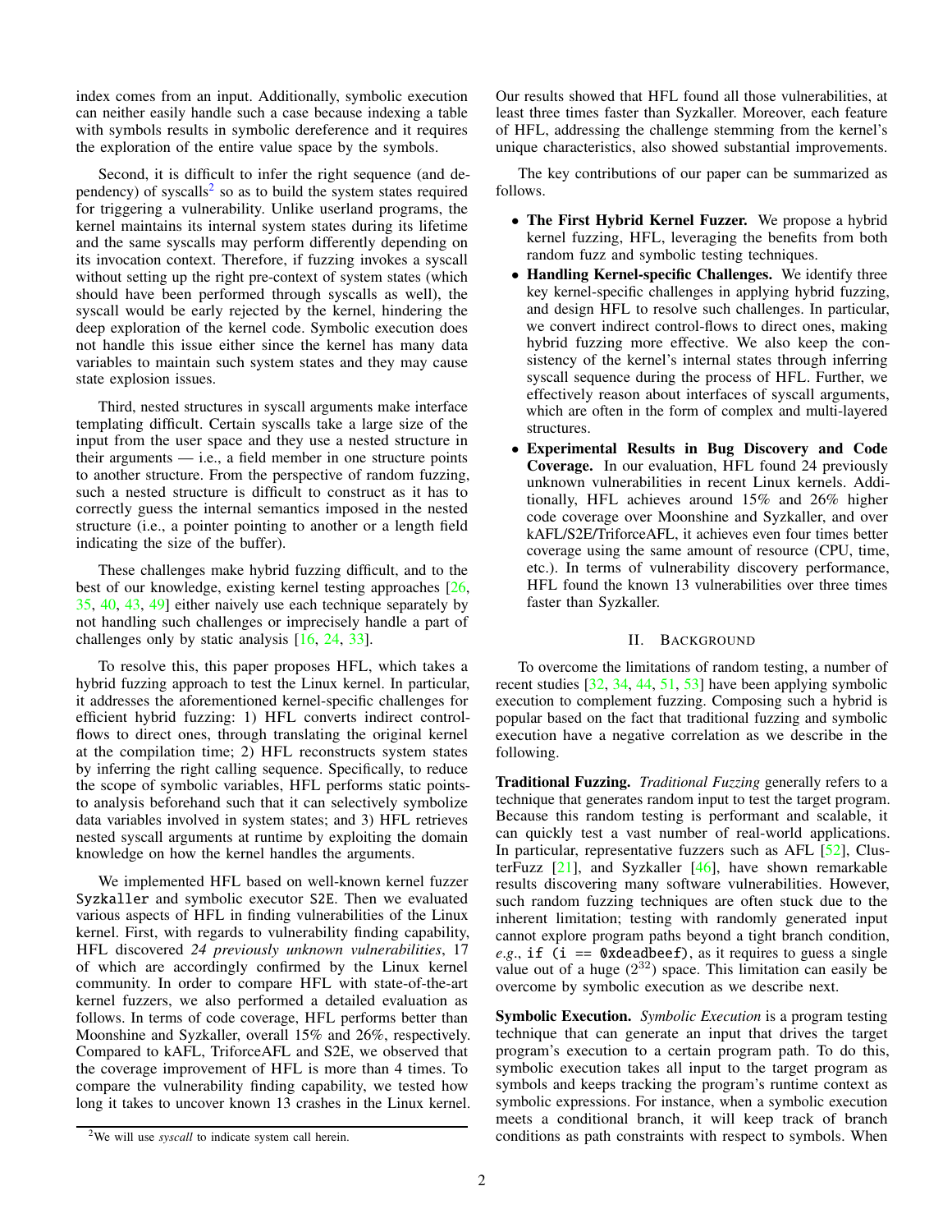index comes from an input. Additionally, symbolic execution can neither easily handle such a case because indexing a table with symbols results in symbolic dereference and it requires the exploration of the entire value space by the symbols.

Second, it is difficult to infer the right sequence (and dependency) of syscalls[2] so as to build the system states required for triggering a vulnerability. Unlike userland programs, the kernel maintains its internal system states during its lifetime and the same syscalls may perform differently depending on its invocation context. Therefore, if fuzzing invokes a syscall without setting up the right pre-context of system states (which should have been performed through syscalls as well), the syscall would be early rejected by the kernel, hindering the deep exploration of the kernel code. Symbolic execution does not handle this issue either since the kernel has many data variables to maintain such system states and they may cause state explosion issues.

Third, nested structures in syscall arguments make interface templating difficult. Certain syscalls take a large size of the input from the user space and they use a nested structure in their arguments — i.e., a field member in one structure points to another structure. From the perspective of random fuzzing, such a nested structure is difficult to construct as it has to correctly guess the internal semantics imposed in the nested structure (i.e., a pointer pointing to another or a length field indicating the size of the buffer).

These challenges make hybrid fuzzing difficult, and to the best of our knowledge, existing kernel testing approaches [26, 35, 40, 43, 49] either naively use each technique separately by not handling such challenges or imprecisely handle a part of challenges only by static analysis [16, 24, 33].

To resolve this, this paper proposes HFL, which takes a hybrid fuzzing approach to test the Linux kernel. In particular, it addresses the aforementioned kernel-specific challenges for efficient hybrid fuzzing: 1) HFL converts indirect control-flows to direct ones, through translating the original kernel at the compilation time; 2) HFL reconstructs system states by inferring the right calling sequence. Specifically, to reduce the scope of symbolic variables, HFL performs static points-to analysis beforehand such that it can selectively symbolize data variables involved in system states; and 3) HFL retrieves nested syscall arguments at runtime by exploiting the domain knowledge on how the kernel handles the arguments.

We implemented HFL based on well-known kernel fuzzer `Syzkaller` and symbolic executor `S2E`. Then we evaluated various aspects of HFL in finding vulnerabilities of the Linux kernel. First, with regards to vulnerability finding capability, HFL discovered *24 previously unknown vulnerabilities*, 17 of which are accordingly confirmed by the Linux kernel community. In order to compare HFL with state-of-the-art kernel fuzzers, we also performed a detailed evaluation as follows. In terms of code coverage, HFL performs better than Moonshine and Syzkaller, overall 15% and 26%, respectively. Compared to kAFL, TriforceAFL and S2E, we observed that the coverage improvement of HFL is more than 4 times. To compare the vulnerability finding capability, we tested how long it takes to uncover known 13 crashes in the Linux kernel. Our results showed that HFL found all those vulnerabilities, at least three times faster than Syzkaller. Moreover, each feature of HFL, addressing the challenge stemming from the kernel's unique characteristics, also showed substantial improvements.

The key contributions of our paper can be summarized as follows.

- **The First Hybrid Kernel Fuzzer.** We propose a hybrid kernel fuzzing, HFL, leveraging the benefits from both random fuzz and symbolic testing techniques.
- **Handling Kernel-specific Challenges.** We identify three key kernel-specific challenges in applying hybrid fuzzing, and design HFL to resolve such challenges. In particular, we convert indirect control-flows to direct ones, making hybrid fuzzing more effective. We also keep the consistency of the kernel's internal states through inferring syscall sequence during the process of HFL. Further, we effectively reason about interfaces of syscall arguments, which are often in the form of complex and multi-layered structures.
- **Experimental Results in Bug Discovery and Code Coverage.** In our evaluation, HFL found 24 previously unknown vulnerabilities in recent Linux kernels. Additionally, HFL achieves around 15% and 26% higher code coverage over Moonshine and Syzkaller, and over kAFL/S2E/TriforceAFL, it achieves even four times better coverage using the same amount of resource (CPU, time, etc.). In terms of vulnerability discovery performance, HFL found the known 13 vulnerabilities over three times faster than Syzkaller.

## II. Background

To overcome the limitations of random testing, a number of recent studies [32, 34, 44, 51, 53] have been applying symbolic execution to complement fuzzing. Composing such a hybrid is popular based on the fact that traditional fuzzing and symbolic execution have a negative correlation as we describe in the following.

**Traditional Fuzzing.** *Traditional Fuzzing* generally refers to a technique that generates random input to test the target program. Because this random testing is performant and scalable, it can quickly test a vast number of real-world applications. In particular, representative fuzzers such as AFL [52], ClusterFuzz [21], and Syzkaller [46], have shown remarkable results discovering many software vulnerabilities. However, such random fuzzing techniques are often stuck due to the inherent limitation; testing with randomly generated input cannot explore program paths beyond a tight branch condition, *e.g.*, `if (i == 0xdeadbeef)`, as it requires to guess a single value out of a huge ($2^{32}$) space. This limitation can easily be overcome by symbolic execution as we describe next.

**Symbolic Execution.** *Symbolic Execution* is a program testing technique that can generate an input that drives the target program's execution to a certain program path. To do this, symbolic execution takes all input to the target program as symbols and keeps tracking the program's runtime context as symbolic expressions. For instance, when a symbolic execution meets a conditional branch, it will keep track of branch conditions as path constraints with respect to symbols. When

[2]We will use *syscall* to indicate system call herein.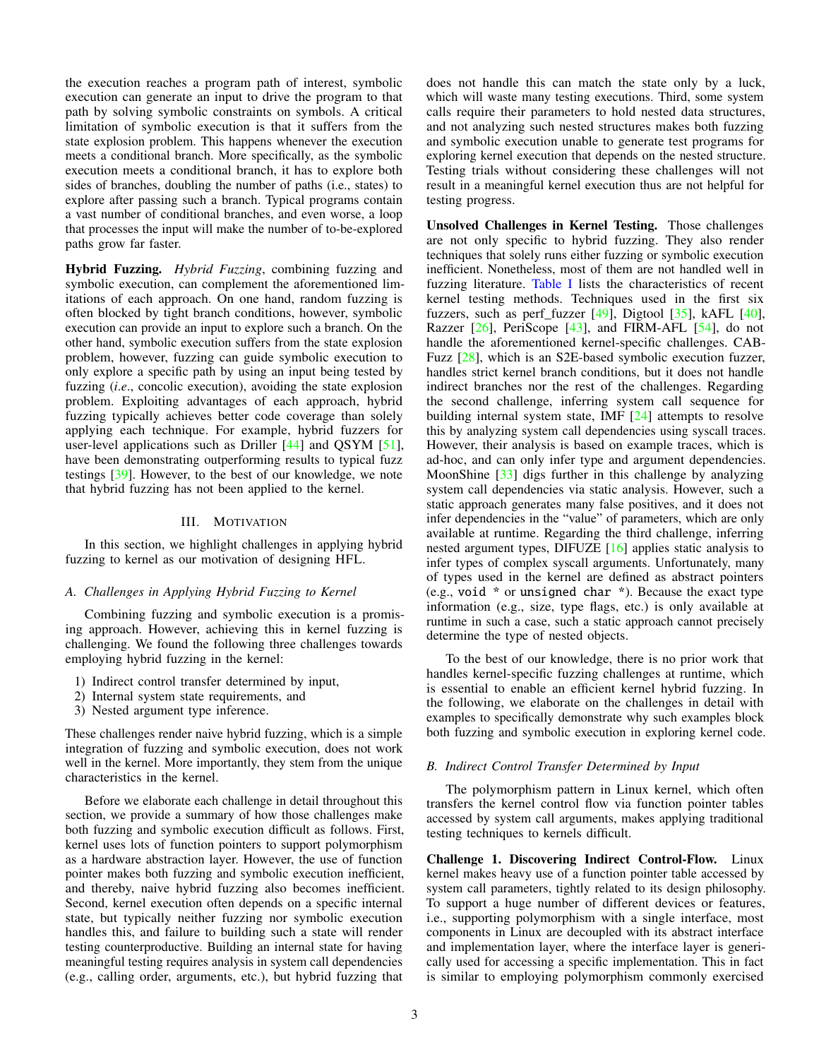the execution reaches a program path of interest, symbolic execution can generate an input to drive the program to that path by solving symbolic constraints on symbols. A critical limitation of symbolic execution is that it suffers from the state explosion problem. This happens whenever the execution meets a conditional branch. More specifically, as the symbolic execution meets a conditional branch, it has to explore both sides of branches, doubling the number of paths (i.e., states) to explore after passing such a branch. Typical programs contain a vast number of conditional branches, and even worse, a loop that processes the input will make the number of to-be-explored paths grow far faster.

**Hybrid Fuzzing.** *Hybrid Fuzzing*, combining fuzzing and symbolic execution, can complement the aforementioned limitations of each approach. On one hand, random fuzzing is often blocked by tight branch conditions, however, symbolic execution can provide an input to explore such a branch. On the other hand, symbolic execution suffers from the state explosion problem, however, fuzzing can guide symbolic execution to only explore a specific path by using an input being tested by fuzzing (*i.e*., concolic execution), avoiding the state explosion problem. Exploiting advantages of each approach, hybrid fuzzing typically achieves better code coverage than solely applying each technique. For example, hybrid fuzzers for user-level applications such as Driller [44] and QSYM [51], have been demonstrating outperforming results to typical fuzz testings [39]. However, to the best of our knowledge, we note that hybrid fuzzing has not been applied to the kernel.

## III. Motivation

In this section, we highlight challenges in applying hybrid fuzzing to kernel as our motivation of designing HFL.

### A. Challenges in Applying Hybrid Fuzzing to Kernel

Combining fuzzing and symbolic execution is a promising approach. However, achieving this in kernel fuzzing is challenging. We found the following three challenges towards employing hybrid fuzzing in the kernel:

1) Indirect control transfer determined by input,
2) Internal system state requirements, and
3) Nested argument type inference.

These challenges render naive hybrid fuzzing, which is a simple integration of fuzzing and symbolic execution, does not work well in the kernel. More importantly, they stem from the unique characteristics in the kernel.

Before we elaborate each challenge in detail throughout this section, we provide a summary of how those challenges make both fuzzing and symbolic execution difficult as follows. First, kernel uses lots of function pointers to support polymorphism as a hardware abstraction layer. However, the use of function pointer makes both fuzzing and symbolic execution inefficient, and thereby, naive hybrid fuzzing also becomes inefficient. Second, kernel execution often depends on a specific internal state, but typically neither fuzzing nor symbolic execution handles this, and failure to building such a state will render testing counterproductive. Building an internal state for having meaningful testing requires analysis in system call dependencies (e.g., calling order, arguments, etc.), but hybrid fuzzing that does not handle this can match the state only by a luck, which will waste many testing executions. Third, some system calls require their parameters to hold nested data structures, and not analyzing such nested structures makes both fuzzing and symbolic execution unable to generate test programs for exploring kernel execution that depends on the nested structure. Testing trials without considering these challenges will not result in a meaningful kernel execution thus are not helpful for testing progress.

**Unsolved Challenges in Kernel Testing.** Those challenges are not only specific to hybrid fuzzing. They also render techniques that solely runs either fuzzing or symbolic execution inefficient. Nonetheless, most of them are not handled well in fuzzing literature. Table I lists the characteristics of recent kernel testing methods. Techniques used in the first six fuzzers, such as perf_fuzzer [49], Digtool [35], kAFL [40], Razzer [26], PeriScope [43], and FIRM-AFL [54], do not handle the aforementioned kernel-specific challenges. CAB-Fuzz [28], which is an S2E-based symbolic execution fuzzer, handles strict kernel branch conditions, but it does not handle indirect branches nor the rest of the challenges. Regarding the second challenge, inferring system call sequence for building internal system state, IMF [24] attempts to resolve this by analyzing system call dependencies using syscall traces. However, their analysis is based on example traces, which is ad-hoc, and can only infer type and argument dependencies. MoonShine [33] digs further in this challenge by analyzing system call dependencies via static analysis. However, such a static approach generates many false positives, and it does not infer dependencies in the "value" of parameters, which are only available at runtime. Regarding the third challenge, inferring nested argument types, DIFUZE [16] applies static analysis to infer types of complex syscall arguments. Unfortunately, many of types used in the kernel are defined as abstract pointers (e.g., `void *` or `unsigned char *`). Because the exact type information (e.g., size, type flags, etc.) is only available at runtime in such a case, such a static approach cannot precisely determine the type of nested objects.

To the best of our knowledge, there is no prior work that handles kernel-specific fuzzing challenges at runtime, which is essential to enable an efficient kernel hybrid fuzzing. In the following, we elaborate on the challenges in detail with examples to specifically demonstrate why such examples block both fuzzing and symbolic execution in exploring kernel code.

### B. Indirect Control Transfer Determined by Input

The polymorphism pattern in Linux kernel, which often transfers the kernel control flow via function pointer tables accessed by system call arguments, makes applying traditional testing techniques to kernels difficult.

**Challenge 1. Discovering Indirect Control-Flow.** Linux kernel makes heavy use of a function pointer table accessed by system call parameters, tightly related to its design philosophy. To support a huge number of different devices or features, i.e., supporting polymorphism with a single interface, most components in Linux are decoupled with its abstract interface and implementation layer, where the interface layer is generically used for accessing a specific implementation. This in fact is similar to employing polymorphism commonly exercised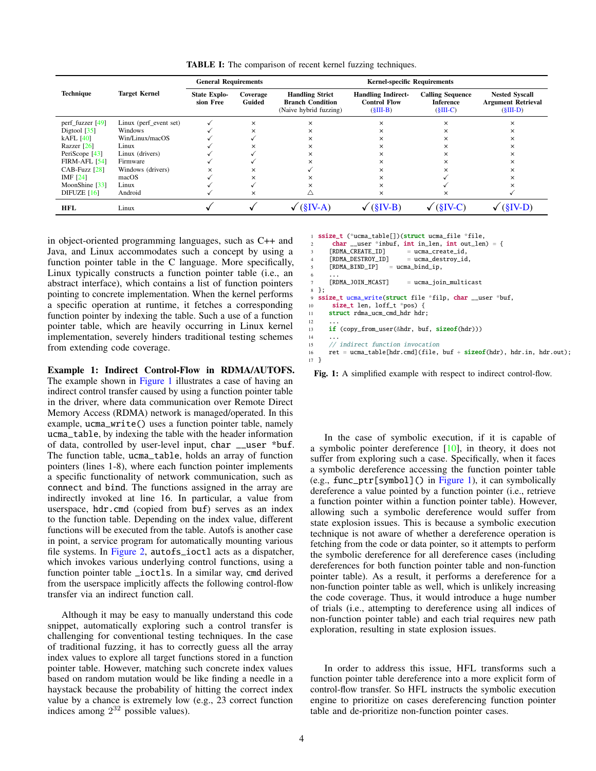**TABLE I:** The comparison of recent kernel fuzzing techniques.

| Technique | Target Kernel | General Requirements | | Kernel-specific Requirements | | | |
|---|---|---|---|---|---|---|---|
| | | State Explosion Free | Coverage Guided | Handling Strict Branch Condition (Naive hybrid fuzzing) | Handling Indirect-Control Flow (§III-B) | Calling Sequence Inference (§III-C) | Nested Syscall Argument Retrieval (§III-D) |
| perf_fuzzer [49] | Linux (perf_event set) | ✓ | × | × | × | × | × |
| Digtool [35] | Windows | ✓ | × | × | × | × | × |
| kAFL [40] | Win/Linux/macOS | ✓ | ✓ | × | × | × | × |
| Razzer [26] | Linux | ✓ | × | × | × | × | × |
| PeriScope [43] | Linux (drivers) | ✓ | ✓ | × | × | × | × |
| FIRM-AFL [54] | Firmware | ✓ | ✓ | × | × | × | × |
| CAB-Fuzz [28] | Windows (drivers) | × | × | ✓ | × | × | × |
| IMF [24] | macOS | ✓ | × | × | × | ✓ | × |
| MoonShine [33] | Linux | ✓ | ✓ | × | × | ✓ | × |
| DIFUZE [16] | Android | ✓ | × | △ | × | × | ✓ |
| **HFL** | Linux | ✓ | ✓ | ✓ (§IV-A) | ✓ (§IV-B) | ✓ (§IV-C) | ✓ (§IV-D) |

in object-oriented programming languages, such as C++ and Java, and Linux accommodates such a concept by using a function pointer table in the C language. More specifically, Linux typically constructs a function pointer table (i.e., an abstract interface), which contains a list of function pointers pointing to concrete implementation. When the kernel performs a specific operation at runtime, it fetches a corresponding function pointer by indexing the table. Such a use of a function pointer table, which are heavily occurring in Linux kernel implementation, severely hinders traditional testing schemes from extending code coverage.

**Example 1: Indirect Control-Flow in RDMA/AUTOFS.** The example shown in Figure 1 illustrates a case of having an indirect control transfer caused by using a function pointer table in the driver, where data communication over Remote Direct Memory Access (RDMA) network is managed/operated. In this example, `ucma_write()` uses a function pointer table, namely `ucma_table`, by indexing the table with the header information of data, controlled by user-level input, `char __user *buf`. The function table, `ucma_table`, holds an array of function pointers (lines 1-8), where each function pointer implements a specific functionality of network communication, such as `connect` and `bind`. The functions assigned in the array are indirectly invoked at line 16. In particular, a value from userspace, `hdr.cmd` (copied from `buf`) serves as an index to the function table. Depending on the index value, different functions will be executed from the table. Autofs is another case in point, a service program for automatically mounting various file systems. In Figure 2, `autofs_ioctl` acts as a dispatcher, which invokes various underlying control functions, using a function pointer table `_ioctls`. In a similar way, `cmd` derived from the userspace implicitly affects the following control-flow transfer via an indirect function call.

Although it may be easy to manually understand this code snippet, automatically exploring such a control transfer is challenging for conventional testing techniques. In the case of traditional fuzzing, it has to correctly guess all the array index values to explore all target functions stored in a function pointer table. However, matching such concrete index values based on random mutation would be like finding a needle in a haystack because the probability of hitting the correct index value by a chance is extremely low (e.g., 23 correct function indices among $2^{32}$ possible values).

```
1  ssize_t (*ucma_table[])(struct ucma_file *file,
2     char __user *inbuf, int in_len, int out_len) = {
3     [RDMA_CREATE_ID]      = ucma_create_id,
4     [RDMA_DESTROY_ID]     = ucma_destroy_id,
5     [RDMA_BIND_IP]   = ucma_bind_ip,
6     ...
7     [RDMA_JOIN_MCAST]     = ucma_join_multicast
8  };
9  ssize_t ucma_write(struct file *filp, char __user *buf,
10    size_t len, loff_t *pos) {
11    struct rdma_ucm_cmd_hdr hdr;
12    ...
13    if (copy_from_user(&hdr, buf, sizeof(hdr)))
14    ...
15    // indirect function invocation
16    ret = ucma_table[hdr.cmd](file, buf + sizeof(hdr), hdr.in, hdr.out);
17 }
```

**Fig. 1:** A simplified example with respect to indirect control-flow.

In the case of symbolic execution, if it is capable of a symbolic pointer dereference [10], in theory, it does not suffer from exploring such a case. Specifically, when it faces a symbolic dereference accessing the function pointer table (e.g., `func_ptr[symbol]()` in Figure 1), it can symbolically dereference a value pointed by a function pointer (i.e., retrieve a function pointer within a function pointer table). However, allowing such a symbolic dereference would suffer from state explosion issues. This is because a symbolic execution technique is not aware of whether a dereference operation is fetching from the code or data pointer, so it attempts to perform the symbolic dereference for all dereference cases (including dereferences for both function pointer table and non-function pointer table). As a result, it performs a dereference for a non-function pointer table as well, which is unlikely increasing the code coverage. Thus, it would introduce a huge number of trials (i.e., attempting to dereference using all indices of non-function pointer table) and each trial requires new path exploration, resulting in state explosion issues.

In order to address this issue, HFL transforms such a function pointer table dereference into a more explicit form of control-flow transfer. So HFL instructs the symbolic execution engine to prioritize on cases dereferencing function pointer table and de-prioritize non-function pointer cases.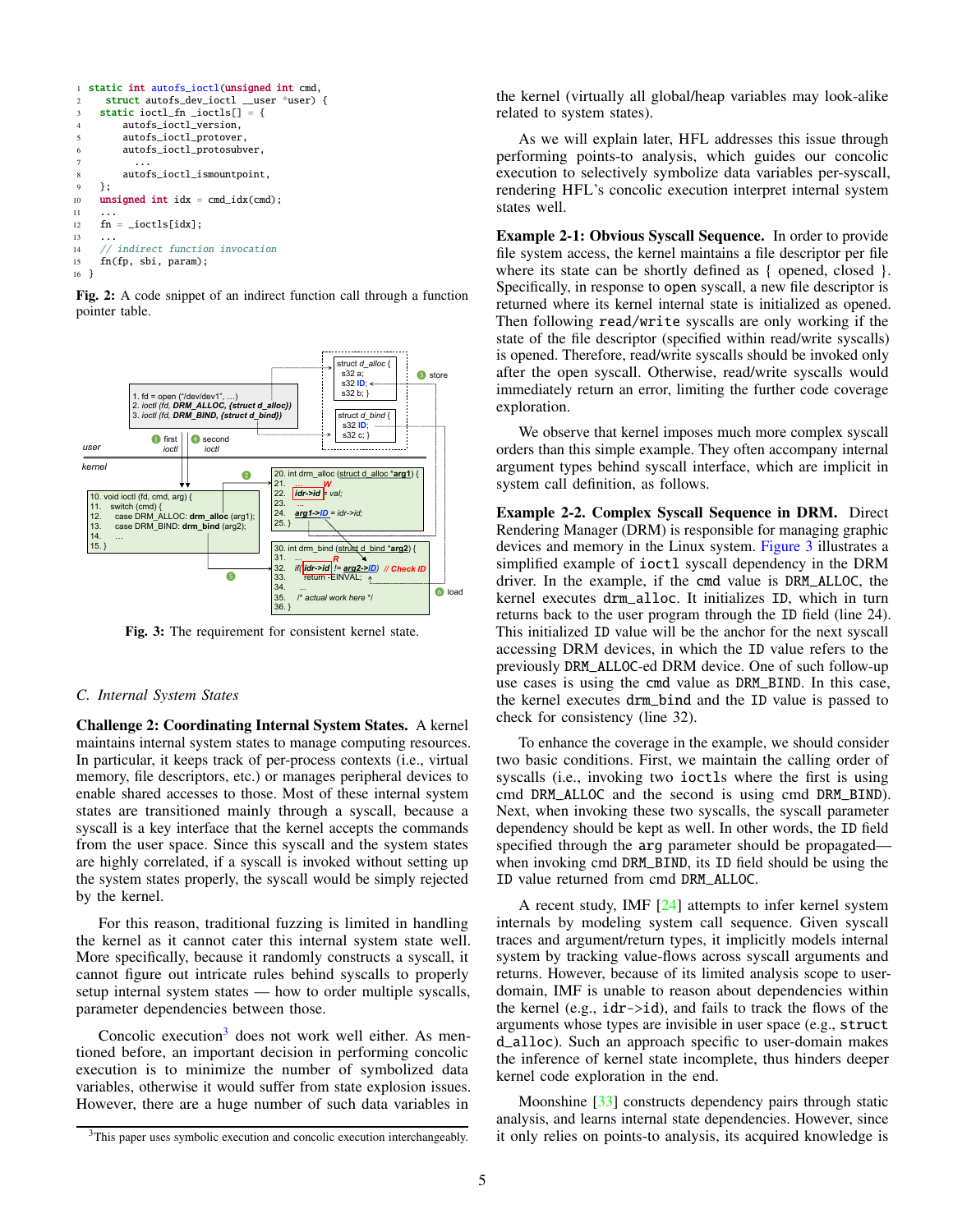```c
static int autofs_ioctl(unsigned int cmd,
   struct autofs_dev_ioctl __user *user) {
  static ioctl_fn _ioctls[] = {
      autofs_ioctl_version,
      autofs_ioctl_protover,
      autofs_ioctl_protosubver,
         ...
      autofs_ioctl_ismountpoint,
  };
  unsigned int idx = cmd_idx(cmd);
  ...
  fn = _ioctls[idx];
  ...
  // indirect function invocation
  fn(fp, sbi, param);
}
```

**Fig. 2:** A code snippet of an indirect function call through a function pointer table.

```
user:
1. fd = open ("/dev/dev1", ...)
2. ioctl (fd, DRM_ALLOC, {struct d_alloc})
3. ioctl (fd, DRM_BIND, {struct d_bind})

struct d_alloc {
  s32 a;
  s32 ID;
  s32 b; }

struct d_bind {
  s32 ID;
  s32 c; }

kernel:
10. void ioctl (fd, cmd, arg) {
11.   switch (cmd) {
12.     case DRM_ALLOC: drm_alloc (arg1);
13.     case DRM_BIND: drm_bind (arg2);
14.     ...
15. }

20. int drm_alloc (struct d_alloc *arg1) {
21.   ...
22.   idr->id = val;          (W)
23.   ...
24.   arg1->ID = idr->id;
25. }

30. int drm_bind (struct d_bind *arg2) {
31.   ...
32.   if(idr->id != arg2->ID) // Check ID   (R)
33.     return -EINVAL;
34.   ...
35.   /* actual work here */
36. }

(1) first ioctl  (2)  (3) store  (4) second ioctl  (5)  (6) load
```

**Fig. 3:** The requirement for consistent kernel state.

### *C. Internal System States*

**Challenge 2: Coordinating Internal System States.** A kernel maintains internal system states to manage computing resources. In particular, it keeps track of per-process contexts (i.e., virtual memory, file descriptors, etc.) or manages peripheral devices to enable shared accesses to those. Most of these internal system states are transitioned mainly through a syscall, because a syscall is a key interface that the kernel accepts the commands from the user space. Since this syscall and the system states are highly correlated, if a syscall is invoked without setting up the system states properly, the syscall would be simply rejected by the kernel.

For this reason, traditional fuzzing is limited in handling the kernel as it cannot cater this internal system state well. More specifically, because it randomly constructs a syscall, it cannot figure out intricate rules behind syscalls to properly setup internal system states — how to order multiple syscalls, parameter dependencies between those.

Concolic execution[3] does not work well either. As mentioned before, an important decision in performing concolic execution is to minimize the number of symbolized data variables, otherwise it would suffer from state explosion issues. However, there are a huge number of such data variables in the kernel (virtually all global/heap variables may look-alike related to system states).

[3] This paper uses symbolic execution and concolic execution interchangeably.

As we will explain later, HFL addresses this issue through performing points-to analysis, which guides our concolic execution to selectively symbolize data variables per-syscall, rendering HFL's concolic execution interpret internal system states well.

**Example 2-1: Obvious Syscall Sequence.** In order to provide file system access, the kernel maintains a file descriptor per file where its state can be shortly defined as { opened, closed }. Specifically, in response to `open` syscall, a new file descriptor is returned where its kernel internal state is initialized as opened. Then following `read/write` syscalls are only working if the state of the file descriptor (specified within read/write syscalls) is opened. Therefore, read/write syscalls should be invoked only after the open syscall. Otherwise, read/write syscalls would immediately return an error, limiting the further code coverage exploration.

We observe that kernel imposes much more complex syscall orders than this simple example. They often accompany internal argument types behind syscall interface, which are implicit in system call definition, as follows.

**Example 2-2. Complex Syscall Sequence in DRM.** Direct Rendering Manager (DRM) is responsible for managing graphic devices and memory in the Linux system. Figure 3 illustrates a simplified example of `ioctl` syscall dependency in the DRM driver. In the example, if the `cmd` value is `DRM_ALLOC`, the kernel executes `drm_alloc`. It initializes `ID`, which in turn returns back to the user program through the `ID` field (line 24). This initialized `ID` value will be the anchor for the next syscall accessing DRM devices, in which the `ID` value refers to the previously `DRM_ALLOC`-ed DRM device. One of such follow-up use cases is using the `cmd` value as `DRM_BIND`. In this case, the kernel executes `drm_bind` and the `ID` value is passed to check for consistency (line 32).

To enhance the coverage in the example, we should consider two basic conditions. First, we maintain the calling order of syscalls (i.e., invoking two `ioctl`s where the first is using cmd `DRM_ALLOC` and the second is using cmd `DRM_BIND`). Next, when invoking these two syscalls, the syscall parameter dependency should be kept as well. In other words, the `ID` field specified through the `arg` parameter should be propagated—when invoking cmd `DRM_BIND`, its `ID` field should be using the `ID` value returned from cmd `DRM_ALLOC`.

A recent study, IMF [24] attempts to infer kernel system internals by modeling system call sequence. Given syscall traces and argument/return types, it implicitly models internal system by tracking value-flows across syscall arguments and returns. However, because of its limited analysis scope to user-domain, IMF is unable to reason about dependencies within the kernel (e.g., `idr->id`), and fails to track the flows of the arguments whose types are invisible in user space (e.g., `struct d_alloc`). Such an approach specific to user-domain makes the inference of kernel state incomplete, thus hinders deeper kernel code exploration in the end.

Moonshine [33] constructs dependency pairs through static analysis, and learns internal state dependencies. However, since it only relies on points-to analysis, its acquired knowledge is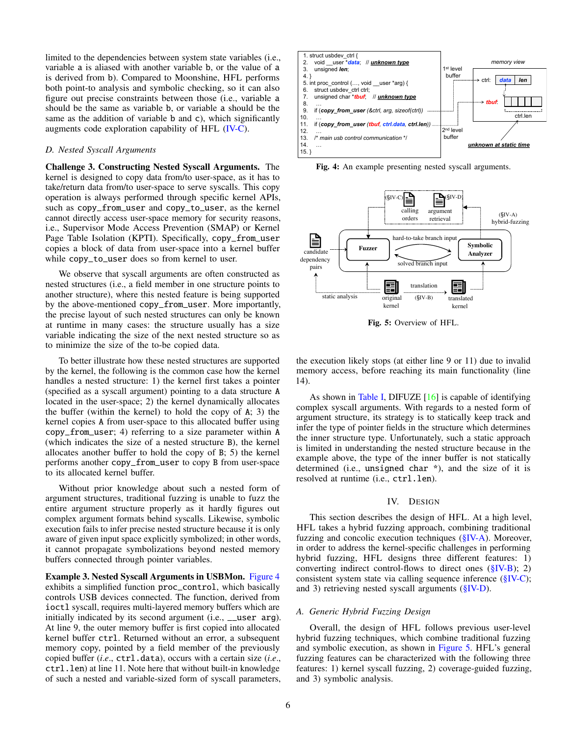limited to the dependencies between system state variables (i.e., variable a is aliased with another variable b, or the value of a is derived from b). Compared to Moonshine, HFL performs both point-to analysis and symbolic checking, so it can also figure out precise constraints between those (i.e., variable a should be the same as variable b, or variable a should be the same as the addition of variable b and c), which significantly augments code exploration capability of HFL (IV-C).

### D. Nested Syscall Arguments

**Challenge 3. Constructing Nested Syscall Arguments.** The kernel is designed to copy data from/to user-space, as it has to take/return data from/to user-space to serve syscalls. This copy operation is always performed through specific kernel APIs, such as `copy_from_user` and `copy_to_user`, as the kernel cannot directly access user-space memory for security reasons, i.e., Supervisor Mode Access Prevention (SMAP) or Kernel Page Table Isolation (KPTI). Specifically, `copy_from_user` copies a block of data from user-space into a kernel buffer while `copy_to_user` does so from kernel to user.

We observe that syscall arguments are often constructed as nested structures (i.e., a field member in one structure points to another structure), where this nested feature is being supported by the above-mentioned `copy_from_user`. More importantly, the precise layout of such nested structures can only be known at runtime in many cases: the structure usually has a size variable indicating the size of the next nested structure so as to minimize the size of the to-be copied data.

To better illustrate how these nested structures are supported by the kernel, the following is the common case how the kernel handles a nested structure: 1) the kernel first takes a pointer (specified as a syscall argument) pointing to a data structure A located in the user-space; 2) the kernel dynamically allocates the buffer (within the kernel) to hold the copy of A; 3) the kernel copies A from user-space to this allocated buffer using `copy_from_user`; 4) referring to a size parameter within A (which indicates the size of a nested structure B), the kernel allocates another buffer to hold the copy of B; 5) the kernel performs another `copy_from_user` to copy B from user-space to its allocated kernel buffer.

Without prior knowledge about such a nested form of argument structures, traditional fuzzing is unable to fuzz the entire argument structure properly as it hardly figures out complex argument formats behind syscalls. Likewise, symbolic execution fails to infer precise nested structure because it is only aware of given input space explicitly symbolized; in other words, it cannot propagate symbolizations beyond nested memory buffers connected through pointer variables.

**Example 3. Nested Syscall Arguments in USBMon.** Figure 4 exhibits a simplified function `proc_control`, which basically controls USB devices connected. The function, derived from `ioctl` syscall, requires multi-layered memory buffers which are initially indicated by its second argument (i.e., `__user arg`). At line 9, the outer memory buffer is first copied into allocated kernel buffer `ctrl`. Returned without an error, a subsequent memory copy, pointed by a field member of the previously copied buffer (*i.e.*, `ctrl.data`), occurs with a certain size (*i.e.*, `ctrl.len`) at line 11. Note here that without built-in knowledge of such a nested and variable-sized form of syscall parameters,

```
1.  struct usbdev_ctrl {
2.    void __user *data;   // unknown type
3.    unsigned len;
4.  }
5.  int proc_control (..., void __user *arg) {
6.    struct usbdev_ctrl ctrl;
7.    unsigned char *tbuf;   // unknown type
8.    ...
9.    if (copy_from_user (&ctrl, arg, sizeof(ctrl))
10.   ...
11.   if (copy_from_user (tbuf, ctrl.data, ctrl.len))
12.   ...
13.   /* main usb control communication */
14.   ...
15. }
```

memory view: 1st level buffer → ctrl: data | len; 2nd level buffer → tbuf: [ctrl.len]; unknown at static time

Fig. 4: An example presenting nested syscall arguments.

Fig. 5: Overview of HFL.

the execution likely stops (at either line 9 or 11) due to invalid memory access, before reaching its main functionality (line 14).

As shown in Table I, DIFUZE [16] is capable of identifying complex syscall arguments. With regards to a nested form of argument structure, its strategy is to statically keep track and infer the type of pointer fields in the structure which determines the inner structure type. Unfortunately, such a static approach is limited in understanding the nested structure because in the example above, the type of the inner buffer is not statically determined (i.e., `unsigned char *`), and the size of it is resolved at runtime (i.e., `ctrl.len`).

## IV. Design

This section describes the design of HFL. At a high level, HFL takes a hybrid fuzzing approach, combining traditional fuzzing and concolic execution techniques (§IV-A). Moreover, in order to address the kernel-specific challenges in performing hybrid fuzzing, HFL designs three different features: 1) converting indirect control-flows to direct ones (§IV-B); 2) consistent system state via calling sequence inference (§IV-C); and 3) retrieving nested syscall arguments (§IV-D).

### A. Generic Hybrid Fuzzing Design

Overall, the design of HFL follows previous user-level hybrid fuzzing techniques, which combine traditional fuzzing and symbolic execution, as shown in Figure 5. HFL's general fuzzing features can be characterized with the following three features: 1) kernel syscall fuzzing, 2) coverage-guided fuzzing, and 3) symbolic analysis.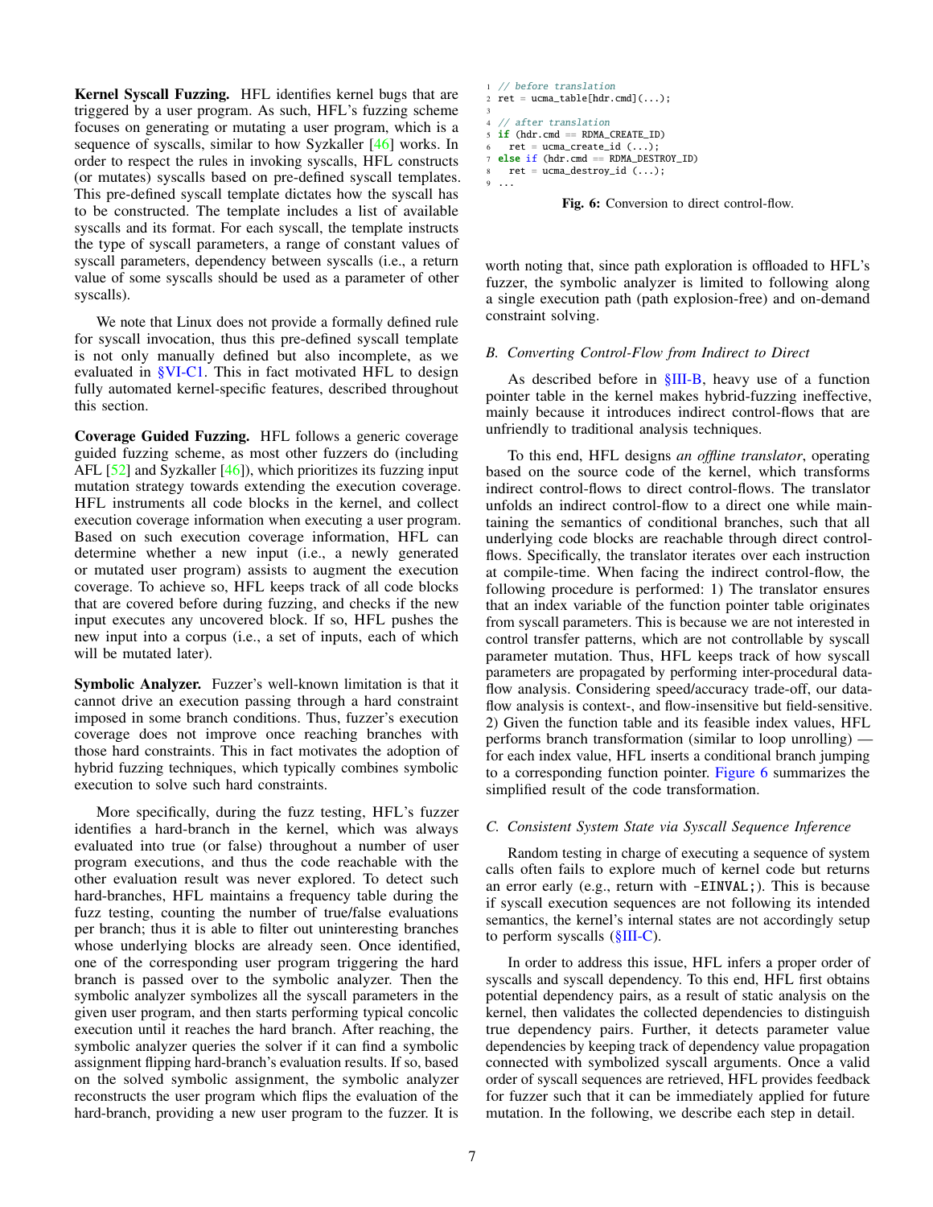**Kernel Syscall Fuzzing.** HFL identifies kernel bugs that are triggered by a user program. As such, HFL's fuzzing scheme focuses on generating or mutating a user program, which is a sequence of syscalls, similar to how Syzkaller [46] works. In order to respect the rules in invoking syscalls, HFL constructs (or mutates) syscalls based on pre-defined syscall templates. This pre-defined syscall template dictates how the syscall has to be constructed. The template includes a list of available syscalls and its format. For each syscall, the template instructs the type of syscall parameters, a range of constant values of syscall parameters, dependency between syscalls (i.e., a return value of some syscalls should be used as a parameter of other syscalls).

We note that Linux does not provide a formally defined rule for syscall invocation, thus this pre-defined syscall template is not only manually defined but also incomplete, as we evaluated in §VI-C1. This in fact motivated HFL to design fully automated kernel-specific features, described throughout this section.

**Coverage Guided Fuzzing.** HFL follows a generic coverage guided fuzzing scheme, as most other fuzzers do (including AFL [52] and Syzkaller [46]), which prioritizes its fuzzing input mutation strategy towards extending the execution coverage. HFL instruments all code blocks in the kernel, and collect execution coverage information when executing a user program. Based on such execution coverage information, HFL can determine whether a new input (i.e., a newly generated or mutated user program) assists to augment the execution coverage. To achieve so, HFL keeps track of all code blocks that are covered before during fuzzing, and checks if the new input executes any uncovered block. If so, HFL pushes the new input into a corpus (i.e., a set of inputs, each of which will be mutated later).

**Symbolic Analyzer.** Fuzzer's well-known limitation is that it cannot drive an execution passing through a hard constraint imposed in some branch conditions. Thus, fuzzer's execution coverage does not improve once reaching branches with those hard constraints. This in fact motivates the adoption of hybrid fuzzing techniques, which typically combines symbolic execution to solve such hard constraints.

More specifically, during the fuzz testing, HFL's fuzzer identifies a hard-branch in the kernel, which was always evaluated into true (or false) throughout a number of user program executions, and thus the code reachable with the other evaluation result was never explored. To detect such hard-branches, HFL maintains a frequency table during the fuzz testing, counting the number of true/false evaluations per branch; thus it is able to filter out uninteresting branches whose underlying blocks are already seen. Once identified, one of the corresponding user program triggering the hard branch is passed over to the symbolic analyzer. Then the symbolic analyzer symbolizes all the syscall parameters in the given user program, and then starts performing typical concolic execution until it reaches the hard branch. After reaching, the symbolic analyzer queries the solver if it can find a symbolic assignment flipping hard-branch's evaluation results. If so, based on the solved symbolic assignment, the symbolic analyzer reconstructs the user program which flips the evaluation of the hard-branch, providing a new user program to the fuzzer. It is worth noting that, since path exploration is offloaded to HFL's fuzzer, the symbolic analyzer is limited to following along a single execution path (path explosion-free) and on-demand constraint solving.

```
1 // before translation
2 ret = ucma_table[hdr.cmd](...);
3
4 // after translation
5 if (hdr.cmd == RDMA_CREATE_ID)
6   ret = ucma_create_id (...);
7 else if (hdr.cmd == RDMA_DESTROY_ID)
8   ret = ucma_destroy_id (...);
9 ...
```

**Fig. 6:** Conversion to direct control-flow.

### B. Converting Control-Flow from Indirect to Direct

As described before in §III-B, heavy use of a function pointer table in the kernel makes hybrid-fuzzing ineffective, mainly because it introduces indirect control-flows that are unfriendly to traditional analysis techniques.

To this end, HFL designs *an offline translator*, operating based on the source code of the kernel, which transforms indirect control-flows to direct control-flows. The translator unfolds an indirect control-flow to a direct one while maintaining the semantics of conditional branches, such that all underlying code blocks are reachable through direct control-flows. Specifically, the translator iterates over each instruction at compile-time. When facing the indirect control-flow, the following procedure is performed: 1) The translator ensures that an index variable of the function pointer table originates from syscall parameters. This is because we are not interested in control transfer patterns, which are not controllable by syscall parameter mutation. Thus, HFL keeps track of how syscall parameters are propagated by performing inter-procedural data-flow analysis. Considering speed/accuracy trade-off, our data-flow analysis is context-, and flow-insensitive but field-sensitive. 2) Given the function table and its feasible index values, HFL performs branch transformation (similar to loop unrolling) — for each index value, HFL inserts a conditional branch jumping to a corresponding function pointer. Figure 6 summarizes the simplified result of the code transformation.

### C. Consistent System State via Syscall Sequence Inference

Random testing in charge of executing a sequence of system calls often fails to explore much of kernel code but returns an error early (e.g., return with -EINVAL;). This is because if syscall execution sequences are not following its intended semantics, the kernel's internal states are not accordingly setup to perform syscalls (§III-C).

In order to address this issue, HFL infers a proper order of syscalls and syscall dependency. To this end, HFL first obtains potential dependency pairs, as a result of static analysis on the kernel, then validates the collected dependencies to distinguish true dependency pairs. Further, it detects parameter value dependencies by keeping track of dependency value propagation connected with symbolized syscall arguments. Once a valid order of syscall sequences are retrieved, HFL provides feedback for fuzzer such that it can be immediately applied for future mutation. In the following, we describe each step in detail.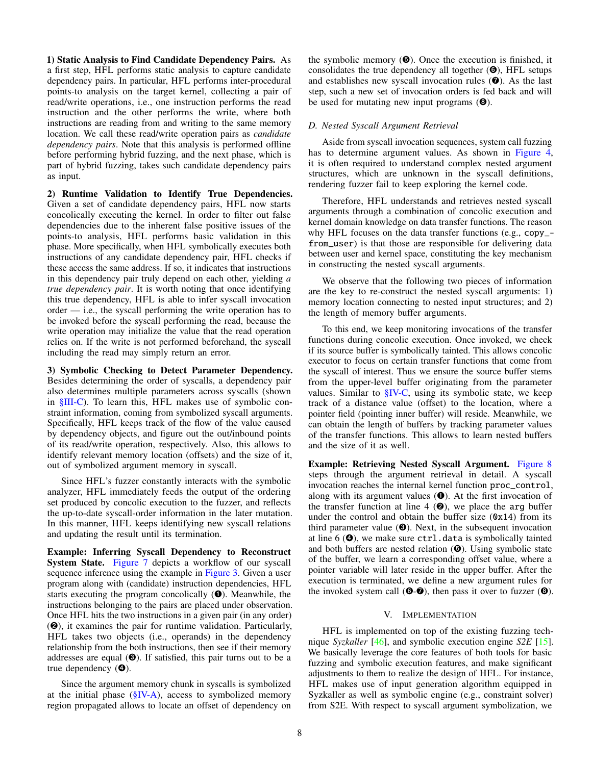**1) Static Analysis to Find Candidate Dependency Pairs.** As a first step, HFL performs static analysis to capture candidate dependency pairs. In particular, HFL performs inter-procedural points-to analysis on the target kernel, collecting a pair of read/write operations, i.e., one instruction performs the read instruction and the other performs the write, where both instructions are reading from and writing to the same memory location. We call these read/write operation pairs as *candidate dependency pairs*. Note that this analysis is performed offline before performing hybrid fuzzing, and the next phase, which is part of hybrid fuzzing, takes such candidate dependency pairs as input.

**2) Runtime Validation to Identify True Dependencies.** Given a set of candidate dependency pairs, HFL now starts concolically executing the kernel. In order to filter out false dependencies due to the inherent false positive issues of the points-to analysis, HFL performs basic validation in this phase. More specifically, when HFL symbolically executes both instructions of any candidate dependency pair, HFL checks if these access the same address. If so, it indicates that instructions in this dependency pair truly depend on each other, yielding *a true dependency pair*. It is worth noting that once identifying this true dependency, HFL is able to infer syscall invocation order — i.e., the syscall performing the write operation has to be invoked before the syscall performing the read, because the write operation may initialize the value that the read operation relies on. If the write is not performed beforehand, the syscall including the read may simply return an error.

**3) Symbolic Checking to Detect Parameter Dependency.** Besides determining the order of syscalls, a dependency pair also determines multiple parameters across syscalls (shown in §III-C). To learn this, HFL makes use of symbolic constraint information, coming from symbolized syscall arguments. Specifically, HFL keeps track of the flow of the value caused by dependency objects, and figure out the out/inbound points of its read/write operation, respectively. Also, this allows to identify relevant memory location (offsets) and the size of it, out of symbolized argument memory in syscall.

Since HFL's fuzzer constantly interacts with the symbolic analyzer, HFL immediately feeds the output of the ordering set produced by concolic execution to the fuzzer, and reflects the up-to-date syscall-order information in the later mutation. In this manner, HFL keeps identifying new syscall relations and updating the result until its termination.

**Example: Inferring Syscall Dependency to Reconstruct System State.** Figure 7 depicts a workflow of our syscall sequence inference using the example in Figure 3. Given a user program along with (candidate) instruction dependencies, HFL starts executing the program concolically (❶). Meanwhile, the instructions belonging to the pairs are placed under observation. Once HFL hits the two instructions in a given pair (in any order) (❷), it examines the pair for runtime validation. Particularly, HFL takes two objects (i.e., operands) in the dependency relationship from the both instructions, then see if their memory addresses are equal (❸). If satisfied, this pair turns out to be a true dependency (❹).

Since the argument memory chunk in syscalls is symbolized at the initial phase (§IV-A), access to symbolized memory region propagated allows to locate an offset of dependency on the symbolic memory (❺). Once the execution is finished, it consolidates the true dependency all together (❻), HFL setups and establishes new syscall invocation rules (❼). As the last step, such a new set of invocation orders is fed back and will be used for mutating new input programs (❽).

### D. Nested Syscall Argument Retrieval

Aside from syscall invocation sequences, system call fuzzing has to determine argument values. As shown in Figure 4, it is often required to understand complex nested argument structures, which are unknown in the syscall definitions, rendering fuzzer fail to keep exploring the kernel code.

Therefore, HFL understands and retrieves nested syscall arguments through a combination of concolic execution and kernel domain knowledge on data transfer functions. The reason why HFL focuses on the data transfer functions (e.g., `copy_from_user`) is that those are responsible for delivering data between user and kernel space, constituting the key mechanism in constructing the nested syscall arguments.

We observe that the following two pieces of information are the key to re-construct the nested syscall arguments: 1) memory location connecting to nested input structures; and 2) the length of memory buffer arguments.

To this end, we keep monitoring invocations of the transfer functions during concolic execution. Once invoked, we check if its source buffer is symbolically tainted. This allows concolic executor to focus on certain transfer functions that come from the syscall of interest. Thus we ensure the source buffer stems from the upper-level buffer originating from the parameter values. Similar to §IV-C, using its symbolic state, we keep track of a distance value (offset) to the location, where a pointer field (pointing inner buffer) will reside. Meanwhile, we can obtain the length of buffers by tracking parameter values of the transfer functions. This allows to learn nested buffers and the size of it as well.

**Example: Retrieving Nested Syscall Argument.** Figure 8 steps through the argument retrieval in detail. A syscall invocation reaches the internal kernel function `proc_control`, along with its argument values (❶). At the first invocation of the transfer function at line 4 (❷), we place the `arg` buffer under the control and obtain the buffer size (`0x14`) from its third parameter value (❸). Next, in the subsequent invocation at line 6 (❹), we make sure `ctrl.data` is symbolically tainted and both buffers are nested relation (❺). Using symbolic state of the buffer, we learn a corresponding offset value, where a pointer variable will later reside in the upper buffer. After the execution is terminated, we define a new argument rules for the invoked system call (❻-❼), then pass it over to fuzzer (❽).

## V. Implementation

HFL is implemented on top of the existing fuzzing technique *Syzkaller* [46], and symbolic execution engine *S2E* [15]. We basically leverage the core features of both tools for basic fuzzing and symbolic execution features, and make significant adjustments to them to realize the design of HFL. For instance, HFL makes use of input generation algorithm equipped in Syzkaller as well as symbolic engine (e.g., constraint solver) from S2E. With respect to syscall argument symbolization, we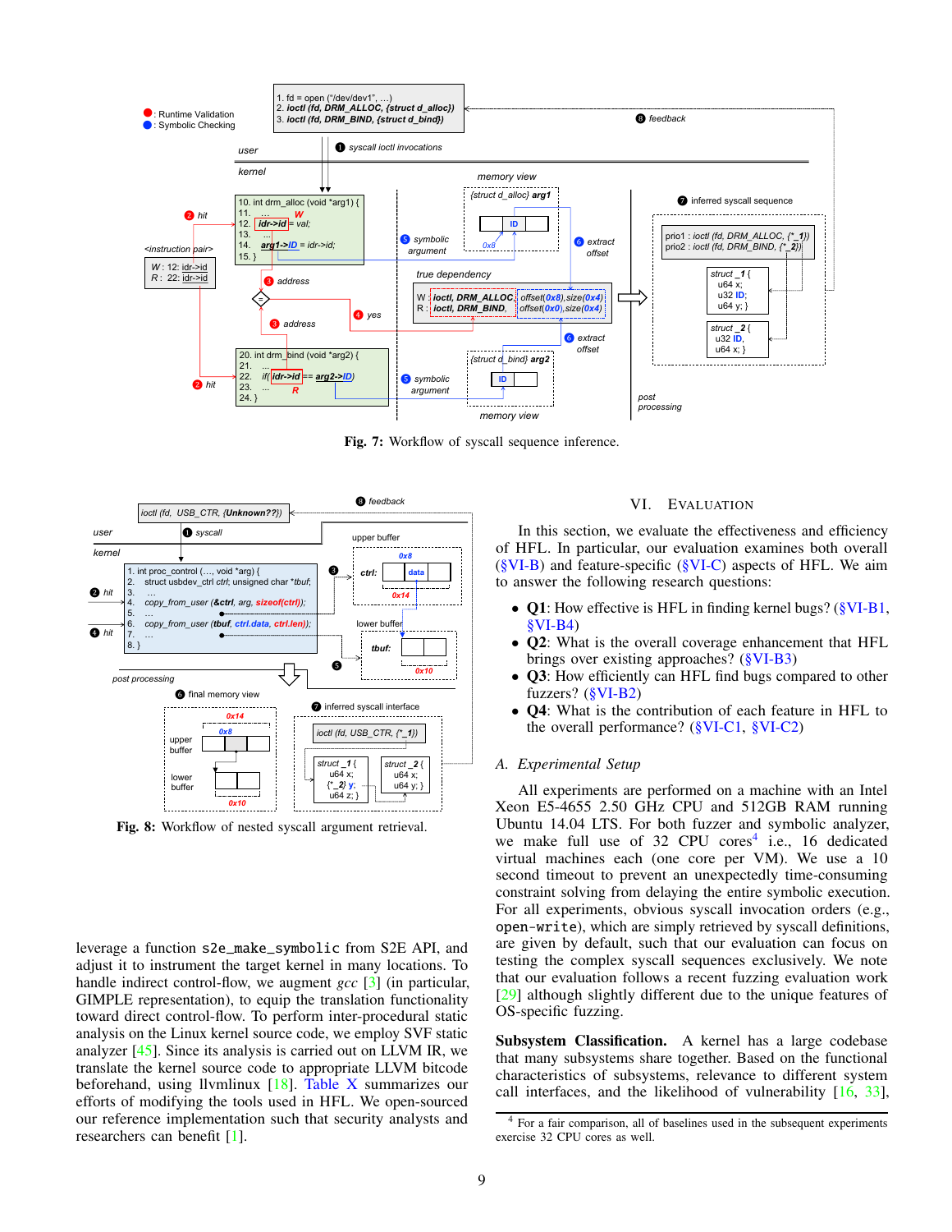Fig. 7: Workflow of syscall sequence inference.

Fig. 8: Workflow of nested syscall argument retrieval.

leverage a function `s2e_make_symbolic` from S2E API, and adjust it to instrument the target kernel in many locations. To handle indirect control-flow, we augment *gcc* [3] (in particular, GIMPLE representation), to equip the translation functionality toward direct control-flow. To perform inter-procedural static analysis on the Linux kernel source code, we employ SVF static analyzer [45]. Since its analysis is carried out on LLVM IR, we translate the kernel source code to appropriate LLVM bitcode beforehand, using llvmlinux [18]. Table X summarizes our efforts of modifying the tools used in HFL. We open-sourced our reference implementation such that security analysts and researchers can benefit [1].

## VI. Evaluation

In this section, we evaluate the effectiveness and efficiency of HFL. In particular, our evaluation examines both overall (§VI-B) and feature-specific (§VI-C) aspects of HFL. We aim to answer the following research questions:

- **Q1**: How effective is HFL in finding kernel bugs? (§VI-B1, §VI-B4)
- **Q2**: What is the overall coverage enhancement that HFL brings over existing approaches? (§VI-B3)
- **Q3**: How efficiently can HFL find bugs compared to other fuzzers? (§VI-B2)
- **Q4**: What is the contribution of each feature in HFL to the overall performance? (§VI-C1, §VI-C2)

### A. Experimental Setup

All experiments are performed on a machine with an Intel Xeon E5-4655 2.50 GHz CPU and 512GB RAM running Ubuntu 14.04 LTS. For both fuzzer and symbolic analyzer, we make full use of 32 CPU cores[4] i.e., 16 dedicated virtual machines each (one core per VM). We use a 10 second timeout to prevent an unexpectedly time-consuming constraint solving from delaying the entire symbolic execution. For all experiments, obvious syscall invocation orders (e.g., `open-write`), which are simply retrieved by syscall definitions, are given by default, such that our evaluation can focus on testing the complex syscall sequences exclusively. We note that our evaluation follows a recent fuzzing evaluation work [29] although slightly different due to the unique features of OS-specific fuzzing.

**Subsystem Classification.** A kernel has a large codebase that many subsystems share together. Based on the functional characteristics of subsystems, relevance to different system call interfaces, and the likelihood of vulnerability [16, 33],

[4] For a fair comparison, all of baselines used in the subsequent experiments exercise 32 CPU cores as well.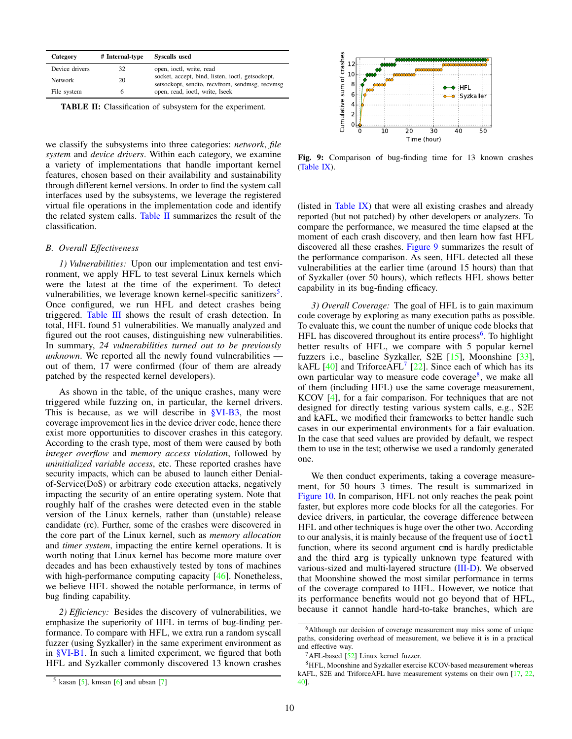| Category | # Internal-type | Syscalls used |
|---|---|---|
| Device drivers | 32 | open, ioctl, write, read |
| Network | 20 | socket, accept, bind, listen, ioctl, getsockopt, setsockopt, sendto, recvfrom, sendmsg, recvmsg |
| File system | 6 | open, read, ioctl, write, lseek |

**TABLE II:** Classification of subsystem for the experiment.

we classify the subsystems into three categories: *network*, *file system* and *device drivers*. Within each category, we examine a variety of implementations that handle important kernel features, chosen based on their availability and sustainability through different kernel versions. In order to find the system call interfaces used by the subsystems, we leverage the registered virtual file operations in the implementation code and identify the related system calls. Table II summarizes the result of the classification.

### B. Overall Effectiveness

*1) Vulnerabilities:* Upon our implementation and test environment, we apply HFL to test several Linux kernels which were the latest at the time of the experiment. To detect vulnerabilities, we leverage known kernel-specific sanitizers[5]. Once configured, we run HFL and detect crashes being triggered. Table III shows the result of crash detection. In total, HFL found 51 vulnerabilities. We manually analyzed and figured out the root causes, distinguishing new vulnerabilities. In summary, *24 vulnerabilities turned out to be previously unknown*. We reported all the newly found vulnerabilities — out of them, 17 were confirmed (four of them are already patched by the respected kernel developers).

As shown in the table, of the unique crashes, many were triggered while fuzzing on, in particular, the kernel drivers. This is because, as we will describe in §VI-B3, the most coverage improvement lies in the device driver code, hence there exist more opportunities to discover crashes in this category. According to the crash type, most of them were caused by both *integer overflow* and *memory access violation*, followed by *uninitialized variable access*, etc. These reported crashes have security impacts, which can be abused to launch either Denial-of-Service(DoS) or arbitrary code execution attacks, negatively impacting the security of an entire operating system. Note that roughly half of the crashes were detected even in the stable version of the Linux kernels, rather than (unstable) release candidate (rc). Further, some of the crashes were discovered in the core part of the Linux kernel, such as *memory allocation* and *timer system*, impacting the entire kernel operations. It is worth noting that Linux kernel has become more mature over decades and has been exhaustively tested by tons of machines with high-performance computing capacity [46]. Nonetheless, we believe HFL showed the notable performance, in terms of bug finding capability.

*2) Efficiency:* Besides the discovery of vulnerabilities, we emphasize the superiority of HFL in terms of bug-finding performance. To compare with HFL, we extra run a random syscall fuzzer (using Syzkaller) in the same experiment environment as in §VI-B1. In such a limited experiment, we figured that both HFL and Syzkaller commonly discovered 13 known crashes (listed in Table IX) that were all existing crashes and already reported (but not patched) by other developers or analyzers. To compare the performance, we measured the time elapsed at the moment of each crash discovery, and then learn how fast HFL discovered all these crashes. Figure 9 summarizes the result of the performance comparison. As seen, HFL detected all these vulnerabilities at the earlier time (around 15 hours) than that of Syzkaller (over 50 hours), which reflects HFL shows better capability in its bug-finding efficacy.

**Fig. 9:** Comparison of bug-finding time for 13 known crashes (Table IX).

*3) Overall Coverage:* The goal of HFL is to gain maximum code coverage by exploring as many execution paths as possible. To evaluate this, we count the number of unique code blocks that HFL has discovered throughout its entire process[6]. To highlight better results of HFL, we compare with 5 popular kernel fuzzers i.e., baseline Syzkaller, S2E [15], Moonshine [33], kAFL [40] and TriforceAFL[7] [22]. Since each of which has its own particular way to measure code coverage[8], we make all of them (including HFL) use the same coverage measurement, KCOV [4], for a fair comparison. For techniques that are not designed for directly testing various system calls, e.g., S2E and kAFL, we modified their frameworks to better handle such cases in our experimental environments for a fair evaluation. In the case that seed values are provided by default, we respect them to use in the test; otherwise we used a randomly generated one.

We then conduct experiments, taking a coverage measurement, for 50 hours 3 times. The result is summarized in Figure 10. In comparison, HFL not only reaches the peak point faster, but explores more code blocks for all the categories. For device drivers, in particular, the coverage difference between HFL and other techniques is huge over the other two. According to our analysis, it is mainly because of the frequent use of `ioctl` function, where its second argument `cmd` is hardly predictable and the third `arg` is typically unknown type featured with various-sized and multi-layered structure (III-D). We observed that Moonshine showed the most similar performance in terms of the coverage compared to HFL. However, we notice that its performance benefits would not go beyond that of HFL, because it cannot handle hard-to-take branches, which are

[5] kasan [5], kmsan [6] and ubsan [7]

[6] Although our decision of coverage measurement may miss some of unique paths, considering overhead of measurement, we believe it is in a practical and effective way.

[7] AFL-based [52] Linux kernel fuzzer.

[8] HFL, Moonshine and Syzkaller exercise KCOV-based measurement whereas kAFL, S2E and TriforceAFL have measurement systems on their own [17, 22, 40].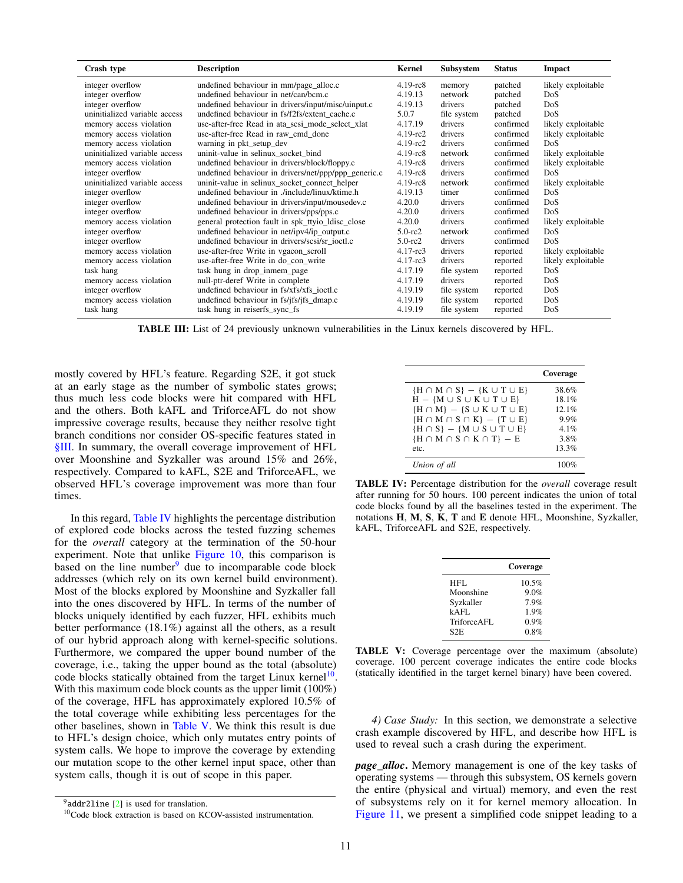| Crash type | Description | Kernel | Subsystem | Status | Impact |
|---|---|---|---|---|---|
| integer overflow | undefined behaviour in mm/page_alloc.c | 4.19-rc8 | memory | patched | likely exploitable |
| integer overflow | undefined behaviour in net/can/bcm.c | 4.19.13 | network | patched | DoS |
| integer overflow | undefined behaviour in drivers/input/misc/uinput.c | 4.19.13 | drivers | patched | DoS |
| uninitialized variable access | undefined behaviour in fs/f2fs/extent_cache.c | 5.0.7 | file system | patched | DoS |
| memory access violation | use-after-free Read in ata_scsi_mode_select_xlat | 4.17.19 | drivers | confirmed | likely exploitable |
| memory access violation | use-after-free Read in raw_cmd_done | 4.19-rc2 | drivers | confirmed | likely exploitable |
| memory access violation | warning in pkt_setup_dev | 4.19-rc2 | drivers | confirmed | DoS |
| uninitialized variable access | uninit-value in selinux_socket_bind | 4.19-rc8 | network | confirmed | likely exploitable |
| memory access violation | undefined behaviour in drivers/block/floppy.c | 4.19-rc8 | drivers | confirmed | likely exploitable |
| integer overflow | undefined behaviour in drivers/net/ppp/ppp_generic.c | 4.19-rc8 | drivers | confirmed | DoS |
| uninitialized variable access | uninit-value in selinux_socket_connect_helper | 4.19-rc8 | network | confirmed | likely exploitable |
| integer overflow | undefined behaviour in ./include/linux/ktime.h | 4.19.13 | timer | confirmed | DoS |
| integer overflow | undefined behaviour in drivers/input/mousedev.c | 4.20.0 | drivers | confirmed | DoS |
| integer overflow | undefined behaviour in drivers/pps/pps.c | 4.20.0 | drivers | confirmed | DoS |
| memory access violation | general protection fault in spk_ttyio_ldisc_close | 4.20.0 | drivers | confirmed | likely exploitable |
| integer overflow | undefined behaviour in net/ipv4/ip_output.c | 5.0-rc2 | network | confirmed | DoS |
| integer overflow | undefined behaviour in drivers/scsi/sr_ioctl.c | 5.0-rc2 | drivers | confirmed | DoS |
| memory access violation | use-after-free Write in vgacon_scroll | 4.17-rc3 | drivers | reported | likely exploitable |
| memory access violation | use-after-free Write in do_con_write | 4.17-rc3 | drivers | reported | likely exploitable |
| task hang | task hung in drop_inmem_page | 4.17.19 | file system | reported | DoS |
| memory access violation | null-ptr-deref Write in complete | 4.17.19 | drivers | reported | DoS |
| integer overflow | undefined behaviour in fs/xfs/xfs_ioctl.c | 4.19.19 | file system | reported | DoS |
| memory access violation | undefined behaviour in fs/jfs/jfs_dmap.c | 4.19.19 | file system | reported | DoS |
| task hang | task hung in reiserfs_sync_fs | 4.19.19 | file system | reported | DoS |

**TABLE III:** List of 24 previously unknown vulnerabilities in the Linux kernels discovered by HFL.

mostly covered by HFL's feature. Regarding S2E, it got stuck at an early stage as the number of symbolic states grows; thus much less code blocks were hit compared with HFL and the others. Both kAFL and TriforceAFL do not show impressive coverage results, because they neither resolve tight branch conditions nor consider OS-specific features stated in §III. In summary, the overall coverage improvement of HFL over Moonshine and Syzkaller was around 15% and 26%, respectively. Compared to kAFL, S2E and TriforceAFL, we observed HFL's coverage improvement was more than four times.

In this regard, Table IV highlights the percentage distribution of explored code blocks across the tested fuzzing schemes for the *overall* category at the termination of the 50-hour experiment. Note that unlike Figure 10, this comparison is based on the line number[9] due to incomparable code block addresses (which rely on its own kernel build environment). Most of the blocks explored by Moonshine and Syzkaller fall into the ones discovered by HFL. In terms of the number of blocks uniquely identified by each fuzzer, HFL exhibits much better performance (18.1%) against all the others, as a result of our hybrid approach along with kernel-specific solutions. Furthermore, we compared the upper bound number of the coverage, i.e., taking the upper bound as the total (absolute) code blocks statically obtained from the target Linux kernel[10]. With this maximum code block counts as the upper limit (100%) of the coverage, HFL has approximately explored 10.5% of the total coverage while exhibiting less percentages for the other baselines, shown in Table V. We think this result is due to HFL's design choice, which only mutates entry points of system calls. We hope to improve the coverage by extending our mutation scope to the other kernel input space, other than system calls, though it is out of scope in this paper.

[9] `addr2line` [2] is used for translation.

[10] Code block extraction is based on KCOV-assisted instrumentation.

| | Coverage |
|---|---|
| $\{H \cap M \cap S\} - \{K \cup T \cup E\}$ | 38.6% |
| $H - \{M \cup S \cup K \cup T \cup E\}$ | 18.1% |
| $\{H \cap M\} - \{S \cup K \cup T \cup E\}$ | 12.1% |
| $\{H \cap M \cap S \cap K\} - \{T \cup E\}$ | 9.9% |
| $\{H \cap S\} - \{M \cup S \cup T \cup E\}$ | 4.1% |
| $\{H \cap M \cap S \cap K \cap T\} - E$ | 3.8% |
| etc. | 13.3% |
| *Union of all* | 100% |

**TABLE IV:** Percentage distribution for the *overall* coverage result after running for 50 hours. 100 percent indicates the union of total code blocks found by all the baselines tested in the experiment. The notations **H**, **M**, **S**, **K**, **T** and **E** denote HFL, Moonshine, Syzkaller, kAFL, TriforceAFL and S2E, respectively.

| | Coverage |
|---|---|
| HFL | 10.5% |
| Moonshine | 9.0% |
| Syzkaller | 7.9% |
| kAFL | 1.9% |
| TriforceAFL | 0.9% |
| S2E | 0.8% |

**TABLE V:** Coverage percentage over the maximum (absolute) coverage. 100 percent coverage indicates the entire code blocks (statically identified in the target kernel binary) have been covered.

*4) Case Study:* In this section, we demonstrate a selective crash example discovered by HFL, and describe how HFL is used to reveal such a crash during the experiment.

***page_alloc*.** Memory management is one of the key tasks of operating systems — through this subsystem, OS kernels govern the entire (physical and virtual) memory, and even the rest of subsystems rely on it for kernel memory allocation. In Figure 11, we present a simplified code snippet leading to a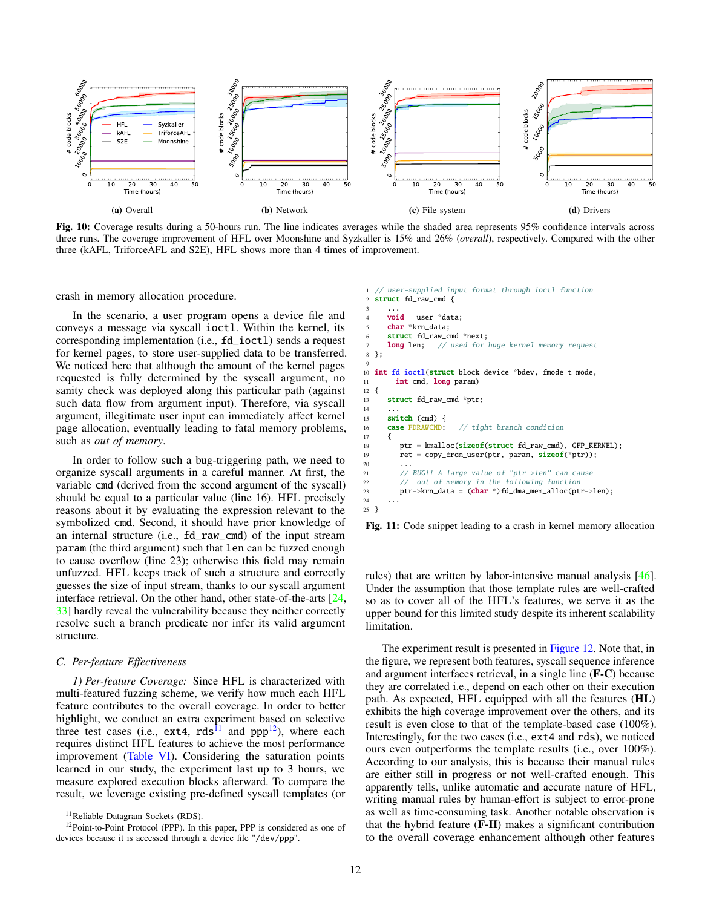(a) Overall (b) Network (c) File system (d) Drivers

**Fig. 10:** Coverage results during a 50-hours run. The line indicates averages while the shaded area represents 95% confidence intervals across three runs. The coverage improvement of HFL over Moonshine and Syzkaller is 15% and 26% (*overall*), respectively. Compared with the other three (kAFL, TriforceAFL and S2E), HFL shows more than 4 times of improvement.

crash in memory allocation procedure.

In the scenario, a user program opens a device file and conveys a message via syscall `ioctl`. Within the kernel, its corresponding implementation (i.e., `fd_ioctl`) sends a request for kernel pages, to store user-supplied data to be transferred. We noticed here that although the amount of the kernel pages requested is fully determined by the syscall argument, no sanity check was deployed along this particular path (against such data flow from argument input). Therefore, via syscall argument, illegitimate user input can immediately affect kernel page allocation, eventually leading to fatal memory problems, such as *out of memory*.

In order to follow such a bug-triggering path, we need to organize syscall arguments in a careful manner. At first, the variable `cmd` (derived from the second argument of the syscall) should be equal to a particular value (line 16). HFL precisely reasons about it by evaluating the expression relevant to the symbolized `cmd`. Second, it should have prior knowledge of an internal structure (i.e., `fd_raw_cmd`) of the input stream `param` (the third argument) such that `len` can be fuzzed enough to cause overflow (line 23); otherwise this field may remain unfuzzed. HFL keeps track of such a structure and correctly guesses the size of input stream, thanks to our syscall argument interface retrieval. On the other hand, other state-of-the-arts [24, 33] hardly reveal the vulnerability because they neither correctly resolve such a branch predicate nor infer its valid argument structure.

```
1  // user-supplied input format through ioctl function
2  struct fd_raw_cmd {
3     ...
4     void __user *data;
5     char *krn_data;
6     struct fd_raw_cmd *next;
7     long len;   // used for huge kernel memory request
8  };
9
10 int fd_ioctl(struct block_device *bdev, fmode_t mode,
11       int cmd, long param)
12 {
13    struct fd_raw_cmd *ptr;
14    ...
15    switch (cmd) {
16    case FDRAWCMD:   // tight branch condition
17    {
18       ptr = kmalloc(sizeof(struct fd_raw_cmd), GFP_KERNEL);
19       ret = copy_from_user(ptr, param, sizeof(*ptr));
20       ...
21       // BUG!! A large value of "ptr->len" can cause
22       //  out of memory in the following function
23       ptr->krn_data = (char *)fd_dma_mem_alloc(ptr->len);
24    ...
25 }
```

**Fig. 11:** Code snippet leading to a crash in kernel memory allocation

### C. Per-feature Effectiveness

*1) Per-feature Coverage:* Since HFL is characterized with multi-featured fuzzing scheme, we verify how much each HFL feature contributes to the overall coverage. In order to better highlight, we conduct an extra experiment based on selective three test cases (i.e., `ext4`, `rds`[11] and `ppp`[12]), where each requires distinct HFL features to achieve the most performance improvement (Table VI). Considering the saturation points learned in our study, the experiment last up to 3 hours, we measure explored execution blocks afterward. To compare the result, we leverage existing pre-defined syscall templates (or rules) that are written by labor-intensive manual analysis [46]. Under the assumption that those template rules are well-crafted so as to cover all of the HFL's features, we serve it as the upper bound for this limited study despite its inherent scalability limitation.

The experiment result is presented in Figure 12. Note that, in the figure, we represent both features, syscall sequence inference and argument interfaces retrieval, in a single line (**F-C**) because they are correlated i.e., depend on each other on their execution path. As expected, HFL equipped with all the features (**HL**) exhibits the high coverage improvement over the others, and its result is even close to that of the template-based case (100%). Interestingly, for the two cases (i.e., `ext4` and `rds`), we noticed ours even outperforms the template results (i.e., over 100%). According to our analysis, this is because their manual rules are either still in progress or not well-crafted enough. This apparently tells, unlike automatic and accurate nature of HFL, writing manual rules by human-effort is subject to error-prone as well as time-consuming task. Another notable observation is that the hybrid feature (**F-H**) makes a significant contribution to the overall coverage enhancement although other features

[11] Reliable Datagram Sockets (RDS).

[12] Point-to-Point Protocol (PPP). In this paper, PPP is considered as one of devices because it is accessed through a device file "/dev/ppp".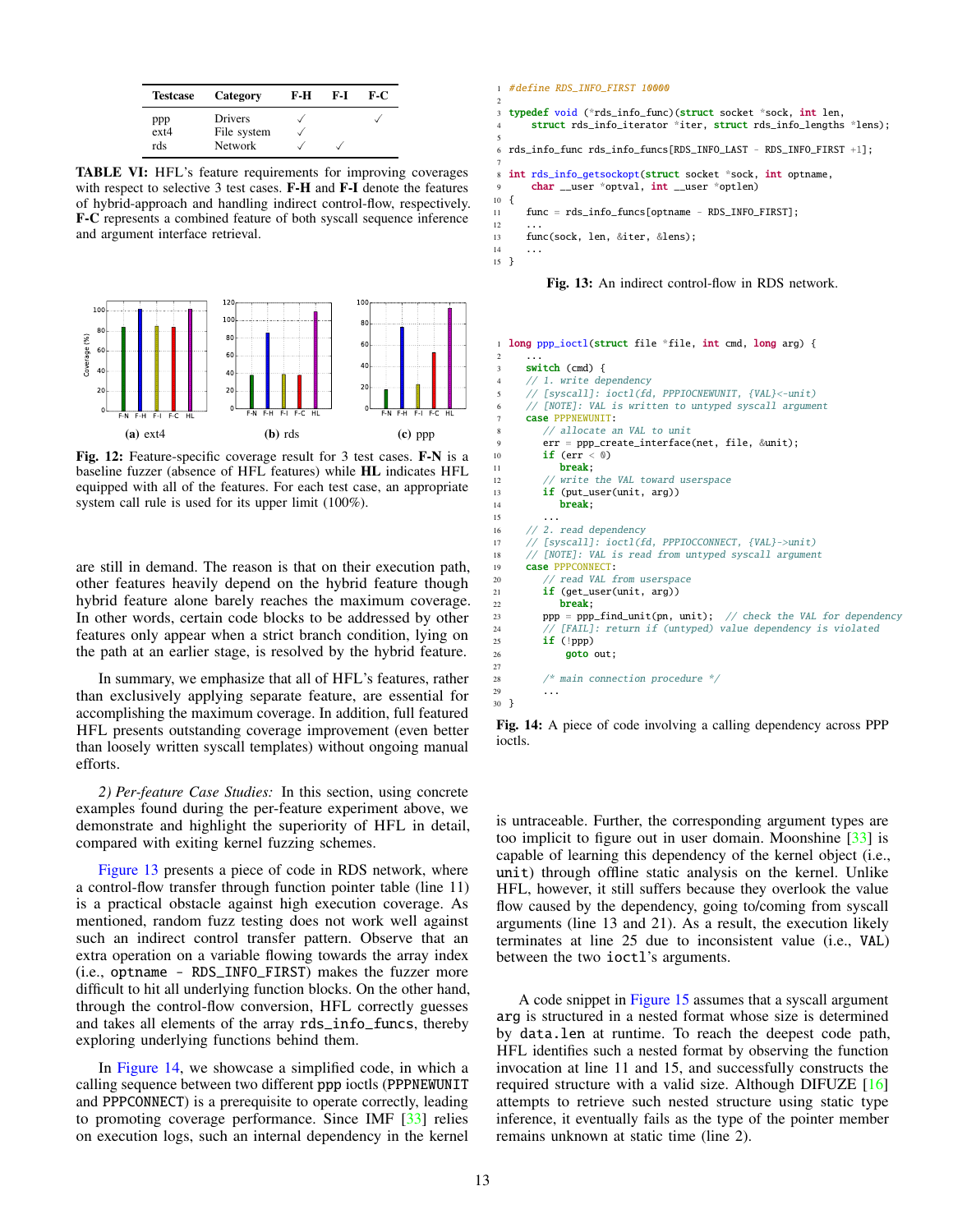| Testcase | Category | F-H | F-I | F-C |
|---|---|---|---|---|
| ppp | Drivers | ✓ | | ✓ |
| ext4 | File system | ✓ | | |
| rds | Network | ✓ | ✓ | |

**TABLE VI:** HFL's feature requirements for improving coverages with respect to selective 3 test cases. **F-H** and **F-I** denote the features of hybrid-approach and handling indirect control-flow, respectively. **F-C** represents a combined feature of both syscall sequence inference and argument interface retrieval.

(a) ext4 (b) rds (c) ppp

**Fig. 12:** Feature-specific coverage result for 3 test cases. **F-N** is a baseline fuzzer (absence of HFL features) while **HL** indicates HFL equipped with all of the features. For each test case, an appropriate system call rule is used for its upper limit (100%).

are still in demand. The reason is that on their execution path, other features heavily depend on the hybrid feature though hybrid feature alone barely reaches the maximum coverage. In other words, certain code blocks to be addressed by other features only appear when a strict branch condition, lying on the path at an earlier stage, is resolved by the hybrid feature.

In summary, we emphasize that all of HFL's features, rather than exclusively applying separate feature, are essential for accomplishing the maximum coverage. In addition, full featured HFL presents outstanding coverage improvement (even better than loosely written syscall templates) without ongoing manual efforts.

*2) Per-feature Case Studies:* In this section, using concrete examples found during the per-feature experiment above, we demonstrate and highlight the superiority of HFL in detail, compared with exiting kernel fuzzing schemes.

Figure 13 presents a piece of code in RDS network, where a control-flow transfer through function pointer table (line 11) is a practical obstacle against high execution coverage. As mentioned, random fuzz testing does not work well against such an indirect control transfer pattern. Observe that an extra operation on a variable flowing towards the array index (i.e., `optname - RDS_INFO_FIRST`) makes the fuzzer more difficult to hit all underlying function blocks. On the other hand, through the control-flow conversion, HFL correctly guesses and takes all elements of the array `rds_info_funcs`, thereby exploring underlying functions behind them.

In Figure 14, we showcase a simplified code, in which a calling sequence between two different ppp ioctls (`PPPNEWUNIT` and `PPPCONNECT`) is a prerequisite to operate correctly, leading to promoting coverage performance. Since IMF [33] relies on execution logs, such an internal dependency in the kernel

```
1  #define RDS_INFO_FIRST 10000
2
3  typedef void (*rds_info_func)(struct socket *sock, int len,
4      struct rds_info_iterator *iter, struct rds_info_lengths *lens);
5
6  rds_info_func rds_info_funcs[RDS_INFO_LAST - RDS_INFO_FIRST +1];
7
8  int rds_info_getsockopt(struct socket *sock, int optname,
9      char __user *optval, int __user *optlen)
10 {
11     func = rds_info_funcs[optname - RDS_INFO_FIRST];
12     ...
13     func(sock, len, &iter, &lens);
14     ...
15 }
```

**Fig. 13:** An indirect control-flow in RDS network.

```
1  long ppp_ioctl(struct file *file, int cmd, long arg) {
2      ...
3      switch (cmd) {
4      // 1. write dependency
5      // [syscall]: ioctl(fd, PPPIOCNEWUNIT, {VAL}<-unit)
6      // [NOTE]: VAL is written to untyped syscall argument
7      case PPPNEWUNIT:
8          // allocate an VAL to unit
9          err = ppp_create_interface(net, file, &unit);
10         if (err < 0)
11             break;
12         // write the VAL toward userspace
13         if (put_user(unit, arg))
14             break;
15         ...
16     // 2. read dependency
17     // [syscall]: ioctl(fd, PPPIOCCONNECT, {VAL}->unit)
18     // [NOTE]: VAL is read from untyped syscall argument
19     case PPPCONNECT:
20         // read VAL from userspace
21         if (get_user(unit, arg))
22             break;
23         ppp = ppp_find_unit(pn, unit);  // check the VAL for dependency
24         // [FAIL]: return if (untyped) value dependency is violated
25         if (!ppp)
26             goto out;
27
28         /* main connection procedure */
29         ...
30 }
```

**Fig. 14:** A piece of code involving a calling dependency across PPP ioctls.

is untraceable. Further, the corresponding argument types are too implicit to figure out in user domain. Moonshine [33] is capable of learning this dependency of the kernel object (i.e., `unit`) through offline static analysis on the kernel. Unlike HFL, however, it still suffers because they overlook the value flow caused by the dependency, going to/coming from syscall arguments (line 13 and 21). As a result, the execution likely terminates at line 25 due to inconsistent value (i.e., `VAL`) between the two `ioctl`'s arguments.

A code snippet in Figure 15 assumes that a syscall argument `arg` is structured in a nested format whose size is determined by `data.len` at runtime. To reach the deepest code path, HFL identifies such a nested format by observing the function invocation at line 11 and 15, and successfully constructs the required structure with a valid size. Although DIFUZE [16] attempts to retrieve such nested structure using static type inference, it eventually fails as the type of the pointer member remains unknown at static time (line 2).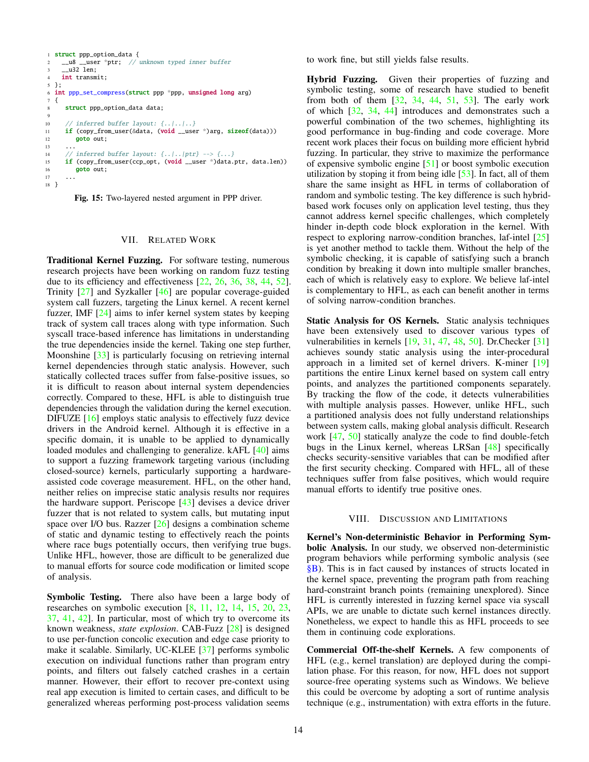```c
struct ppp_option_data {
  __u8 __user *ptr;  // unknown typed inner buffer
  __u32 len;
  int transmit;
};
int ppp_set_compress(struct ppp *ppp, unsigned long arg)
{
   struct ppp_option_data data;

   // inferred buffer layout: {..|..|..}
   if (copy_from_user(&data, (void __user *)arg, sizeof(data)))
      goto out;
   ...
   // inferred buffer layout: {..|..|ptr} --> {...}
   if (copy_from_user(ccp_opt, (void __user *)data.ptr, data.len))
      goto out;
   ...
}
```

**Fig. 15:** Two-layered nested argument in PPP driver.

## VII. Related Work

**Traditional Kernel Fuzzing.** For software testing, numerous research projects have been working on random fuzz testing due to its efficiency and effectiveness [22, 26, 36, 38, 44, 52]. Trinity [27] and Syzkaller [46] are popular coverage-guided system call fuzzers, targeting the Linux kernel. A recent kernel fuzzer, IMF [24] aims to infer kernel system states by keeping track of system call traces along with type information. Such syscall trace-based inference has limitations in understanding the true dependencies inside the kernel. Taking one step further, Moonshine [33] is particularly focusing on retrieving internal kernel dependencies through static analysis. However, such statically collected traces suffer from false-positive issues, so it is difficult to reason about internal system dependencies correctly. Compared to these, HFL is able to distinguish true dependencies through the validation during the kernel execution. DIFUZE [16] employs static analysis to effectively fuzz device drivers in the Android kernel. Although it is effective in a specific domain, it is unable to be applied to dynamically loaded modules and challenging to generalize. kAFL [40] aims to support a fuzzing framework targeting various (including closed-source) kernels, particularly supporting a hardware-assisted code coverage measurement. HFL, on the other hand, neither relies on imprecise static analysis results nor requires the hardware support. Periscope [43] devises a device driver fuzzer that is not related to system calls, but mutating input space over I/O bus. Razzer [26] designs a combination scheme of static and dynamic testing to effectively reach the points where race bugs potentially occurs, then verifying true bugs. Unlike HFL, however, those are difficult to be generalized due to manual efforts for source code modification or limited scope of analysis.

**Symbolic Testing.** There also have been a large body of researches on symbolic execution [8, 11, 12, 14, 15, 20, 23, 37, 41, 42]. In particular, most of which try to overcome its known weakness, *state explosion*. CAB-Fuzz [28] is designed to use per-function concolic execution and edge case priority to make it scalable. Similarly, UC-KLEE [37] performs symbolic execution on individual functions rather than program entry points, and filters out falsely catched crashes in a certain manner. However, their effort to recover pre-context using real app execution is limited to certain cases, and difficult to be generalized whereas performing post-process validation seems to work fine, but still yields false results.

**Hybrid Fuzzing.** Given their properties of fuzzing and symbolic testing, some of research have studied to benefit from both of them [32, 34, 44, 51, 53]. The early work of which [32, 34, 44] introduces and demonstrates such a powerful combination of the two schemes, highlighting its good performance in bug-finding and code coverage. More recent work places their focus on building more efficient hybrid fuzzing. In particular, they strive to maximize the performance of expensive symbolic engine [51] or boost symbolic execution utilization by stoping it from being idle [53]. In fact, all of them share the same insight as HFL in terms of collaboration of random and symbolic testing. The key difference is such hybrid-based work focuses only on application level testing, thus they cannot address kernel specific challenges, which completely hinder in-depth code block exploration in the kernel. With respect to exploring narrow-condition branches, laf-intel [25] is yet another method to tackle them. Without the help of the symbolic checking, it is capable of satisfying such a branch condition by breaking it down into multiple smaller branches, each of which is relatively easy to explore. We believe laf-intel is complementary to HFL, as each can benefit another in terms of solving narrow-condition branches.

**Static Analysis for OS Kernels.** Static analysis techniques have been extensively used to discover various types of vulnerabilities in kernels [19, 31, 47, 48, 50]. Dr.Checker [31] achieves soundy static analysis using the inter-procedural approach in a limited set of kernel drivers. K-miner [19] partitions the entire Linux kernel based on system call entry points, and analyzes the partitioned components separately. By tracking the flow of the code, it detects vulnerabilities with multiple analysis passes. However, unlike HFL, such a partitioned analysis does not fully understand relationships between system calls, making global analysis difficult. Research work [47, 50] statically analyze the code to find double-fetch bugs in the Linux kernel, whereas LRSan [48] specifically checks security-sensitive variables that can be modified after the first security checking. Compared with HFL, all of these techniques suffer from false positives, which would require manual efforts to identify true positive ones.

## VIII. Discussion and Limitations

**Kernel's Non-deterministic Behavior in Performing Symbolic Analysis.** In our study, we observed non-deterministic program behaviors while performing symbolic analysis (see §B). This is in fact caused by instances of structs located in the kernel space, preventing the program path from reaching hard-constraint branch points (remaining unexplored). Since HFL is currently interested in fuzzing kernel space via syscall APIs, we are unable to dictate such kernel instances directly. Nonetheless, we expect to handle this as HFL proceeds to see them in continuing code explorations.

**Commercial Off-the-shelf Kernels.** A few components of HFL (e.g., kernel translation) are deployed during the compilation phase. For this reason, for now, HFL does not support source-free operating systems such as Windows. We believe this could be overcome by adopting a sort of runtime analysis technique (e.g., instrumentation) with extra efforts in the future.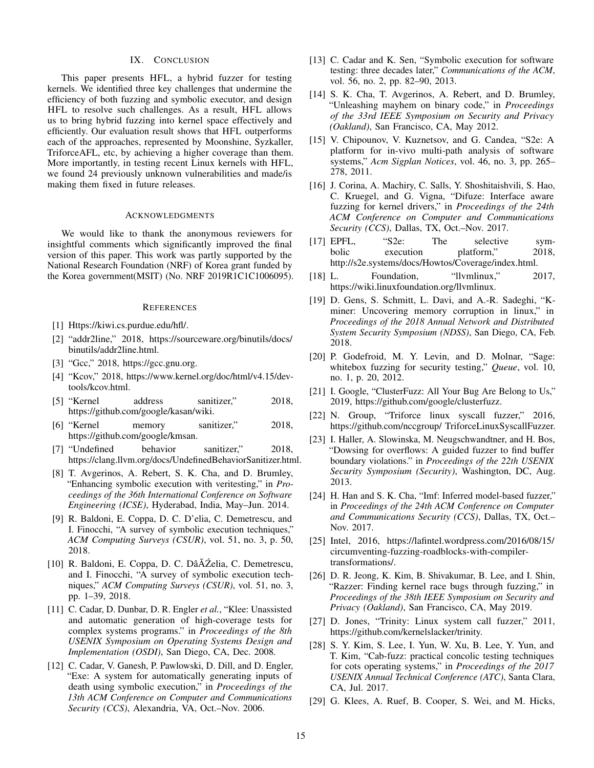## IX. Conclusion

This paper presents HFL, a hybrid fuzzer for testing kernels. We identified three key challenges that undermine the efficiency of both fuzzing and symbolic executor, and design HFL to resolve such challenges. As a result, HFL allows us to bring hybrid fuzzing into kernel space effectively and efficiently. Our evaluation result shows that HFL outperforms each of the approaches, represented by Moonshine, Syzkaller, TriforceAFL, etc, by achieving a higher coverage than them. More importantly, in testing recent Linux kernels with HFL, we found 24 previously unknown vulnerabilities and made/is making them fixed in future releases.

## Acknowledgments

We would like to thank the anonymous reviewers for insightful comments which significantly improved the final version of this paper. This work was partly supported by the National Research Foundation (NRF) of Korea grant funded by the Korea government(MSIT) (No. NRF 2019R1C1C1006095).

## References

[1] Https://kiwi.cs.purdue.edu/hfl/.

[2] "addr2line," 2018, https://sourceware.org/binutils/docs/binutils/addr2line.html.

[3] "Gcc," 2018, https://gcc.gnu.org.

[4] "Kcov," 2018, https://www.kernel.org/doc/html/v4.15/dev-tools/kcov.html.

[5] "Kernel address sanitizer," 2018, https://github.com/google/kasan/wiki.

[6] "Kernel memory sanitizer," 2018, https://github.com/google/kmsan.

[7] "Undefined behavior sanitizer," 2018, https://clang.llvm.org/docs/UndefinedBehaviorSanitizer.html.

[8] T. Avgerinos, A. Rebert, S. K. Cha, and D. Brumley, "Enhancing symbolic execution with veritesting," in *Proceedings of the 36th International Conference on Software Engineering (ICSE)*, Hyderabad, India, May–Jun. 2014.

[9] R. Baldoni, E. Coppa, D. C. D'elia, C. Demetrescu, and I. Finocchi, "A survey of symbolic execution techniques," *ACM Computing Surveys (CSUR)*, vol. 51, no. 3, p. 50, 2018.

[10] R. Baldoni, E. Coppa, D. C. DâĂŹelia, C. Demetrescu, and I. Finocchi, "A survey of symbolic execution techniques," *ACM Computing Surveys (CSUR)*, vol. 51, no. 3, pp. 1–39, 2018.

[11] C. Cadar, D. Dunbar, D. R. Engler *et al.*, "Klee: Unassisted and automatic generation of high-coverage tests for complex systems programs." in *Proceedings of the 8th USENIX Symposium on Operating Systems Design and Implementation (OSDI)*, San Diego, CA, Dec. 2008.

[12] C. Cadar, V. Ganesh, P. Pawlowski, D. Dill, and D. Engler, "Exe: A system for automatically generating inputs of death using symbolic execution," in *Proceedings of the 13th ACM Conference on Computer and Communications Security (CCS)*, Alexandria, VA, Oct.–Nov. 2006.

[13] C. Cadar and K. Sen, "Symbolic execution for software testing: three decades later," *Communications of the ACM*, vol. 56, no. 2, pp. 82–90, 2013.

[14] S. K. Cha, T. Avgerinos, A. Rebert, and D. Brumley, "Unleashing mayhem on binary code," in *Proceedings of the 33rd IEEE Symposium on Security and Privacy (Oakland)*, San Francisco, CA, May 2012.

[15] V. Chipounov, V. Kuznetsov, and G. Candea, "S2e: A platform for in-vivo multi-path analysis of software systems," *Acm Sigplan Notices*, vol. 46, no. 3, pp. 265–278, 2011.

[16] J. Corina, A. Machiry, C. Salls, Y. Shoshitaishvili, S. Hao, C. Kruegel, and G. Vigna, "Difuze: Interface aware fuzzing for kernel drivers," in *Proceedings of the 24th ACM Conference on Computer and Communications Security (CCS)*, Dallas, TX, Oct.–Nov. 2017.

[17] EPFL, "S2e: The selective symbolic execution platform," 2018, http://s2e.systems/docs/Howtos/Coverage/index.html.

[18] L. Foundation, "llvmlinux," 2017, https://wiki.linuxfoundation.org/llvmlinux.

[19] D. Gens, S. Schmitt, L. Davi, and A.-R. Sadeghi, "K-miner: Uncovering memory corruption in linux," in *Proceedings of the 2018 Annual Network and Distributed System Security Symposium (NDSS)*, San Diego, CA, Feb. 2018.

[20] P. Godefroid, M. Y. Levin, and D. Molnar, "Sage: whitebox fuzzing for security testing," *Queue*, vol. 10, no. 1, p. 20, 2012.

[21] I. Google, "ClusterFuzz: All Your Bug Are Belong to Us," 2019, https://github.com/google/clusterfuzz.

[22] N. Group, "Triforce linux syscall fuzzer," 2016, https://github.com/nccgroup/ TriforceLinuxSyscallFuzzer.

[23] I. Haller, A. Slowinska, M. Neugschwandtner, and H. Bos, "Dowsing for overflows: A guided fuzzer to find buffer boundary violations." in *Proceedings of the 22th USENIX Security Symposium (Security)*, Washington, DC, Aug. 2013.

[24] H. Han and S. K. Cha, "Imf: Inferred model-based fuzzer," in *Proceedings of the 24th ACM Conference on Computer and Communications Security (CCS)*, Dallas, TX, Oct.–Nov. 2017.

[25] Intel, 2016, https://lafintel.wordpress.com/2016/08/15/circumventing-fuzzing-roadblocks-with-compiler-transformations/.

[26] D. R. Jeong, K. Kim, B. Shivakumar, B. Lee, and I. Shin, "Razzer: Finding kernel race bugs through fuzzing," in *Proceedings of the 38th IEEE Symposium on Security and Privacy (Oakland)*, San Francisco, CA, May 2019.

[27] D. Jones, "Trinity: Linux system call fuzzer," 2011, https://github.com/kernelslacker/trinity.

[28] S. Y. Kim, S. Lee, I. Yun, W. Xu, B. Lee, Y. Yun, and T. Kim, "Cab-fuzz: practical concolic testing techniques for cots operating systems," in *Proceedings of the 2017 USENIX Annual Technical Conference (ATC)*, Santa Clara, CA, Jul. 2017.

[29] G. Klees, A. Ruef, B. Cooper, S. Wei, and M. Hicks,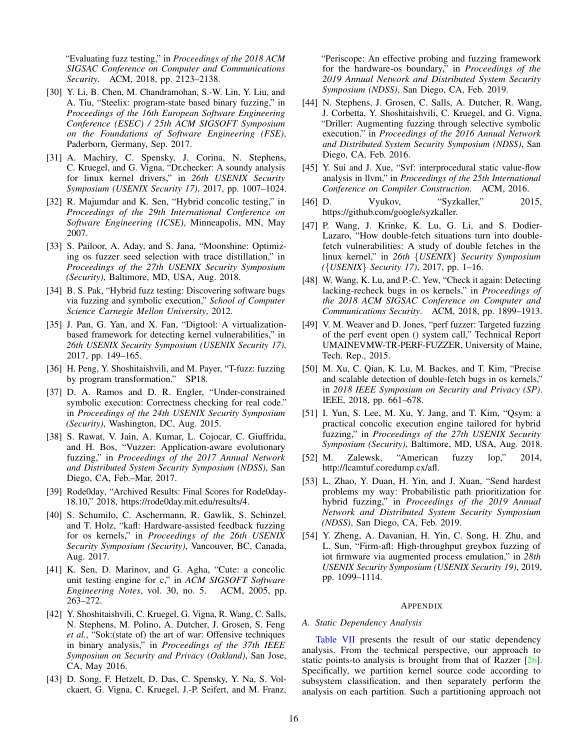"Evaluating fuzz testing," in *Proceedings of the 2018 ACM SIGSAC Conference on Computer and Communications Security*. ACM, 2018, pp. 2123–2138.

[30] Y. Li, B. Chen, M. Chandramohan, S.-W. Lin, Y. Liu, and A. Tiu, "Steelix: program-state based binary fuzzing," in *Proceedings of the 16th European Software Engineering Conference (ESEC) / 25th ACM SIGSOFT Symposium on the Foundations of Software Engineering (FSE)*, Paderborn, Germany, Sep. 2017.

[31] A. Machiry, C. Spensky, J. Corina, N. Stephens, C. Kruegel, and G. Vigna, "Dr.checker: A soundy analysis for linux kernel drivers," in *26th USENIX Security Symposium (USENIX Security 17)*, 2017, pp. 1007–1024.

[32] R. Majumdar and K. Sen, "Hybrid concolic testing," in *Proceedings of the 29th International Conference on Software Engineering (ICSE)*, Minneapolis, MN, May 2007.

[33] S. Pailoor, A. Aday, and S. Jana, "Moonshine: Optimizing os fuzzer seed selection with trace distillation," in *Proceedings of the 27th USENIX Security Symposium (Security)*, Baltimore, MD, USA, Aug. 2018.

[34] B. S. Pak, "Hybrid fuzz testing: Discovering software bugs via fuzzing and symbolic execution," *School of Computer Science Carnegie Mellon University*, 2012.

[35] J. Pan, G. Yan, and X. Fan, "Digtool: A virtualization-based framework for detecting kernel vulnerabilities," in *26th USENIX Security Symposium (USENIX Security 17)*, 2017, pp. 149–165.

[36] H. Peng, Y. Shoshitaishvili, and M. Payer, "T-fuzz: fuzzing by program transformation." SP18.

[37] D. A. Ramos and D. R. Engler, "Under-constrained symbolic execution: Correctness checking for real code." in *Proceedings of the 24th USENIX Security Symposium (Security)*, Washington, DC, Aug. 2015.

[38] S. Rawat, V. Jain, A. Kumar, L. Cojocar, C. Giuffrida, and H. Bos, "Vuzzer: Application-aware evolutionary fuzzing," in *Proceedings of the 2017 Annual Network and Distributed System Security Symposium (NDSS)*, San Diego, CA, Feb.–Mar. 2017.

[39] Rode0day, "Archived Results: Final Scores for Rode0day-18.10," 2018, https://rode0day.mit.edu/results/4.

[40] S. Schumilo, C. Aschermann, R. Gawlik, S. Schinzel, and T. Holz, "kafl: Hardware-assisted feedback fuzzing for os kernels," in *Proceedings of the 26th USENIX Security Symposium (Security)*, Vancouver, BC, Canada, Aug. 2017.

[41] K. Sen, D. Marinov, and G. Agha, "Cute: a concolic unit testing engine for c," in *ACM SIGSOFT Software Engineering Notes*, vol. 30, no. 5. ACM, 2005, pp. 263–272.

[42] Y. Shoshitaishvili, C. Kruegel, G. Vigna, R. Wang, C. Salls, N. Stephens, M. Polino, A. Dutcher, J. Grosen, S. Feng *et al.*, "Sok:(state of) the art of war: Offensive techniques in binary analysis," in *Proceedings of the 37th IEEE Symposium on Security and Privacy (Oakland)*, San Jose, CA, May 2016.

[43] D. Song, F. Hetzelt, D. Das, C. Spensky, Y. Na, S. Volckaert, G. Vigna, C. Kruegel, J.-P. Seifert, and M. Franz, "Periscope: An effective probing and fuzzing framework for the hardware-os boundary," in *Proceedings of the 2019 Annual Network and Distributed System Security Symposium (NDSS)*, San Diego, CA, Feb. 2019.

[44] N. Stephens, J. Grosen, C. Salls, A. Dutcher, R. Wang, J. Corbetta, Y. Shoshitaishvili, C. Kruegel, and G. Vigna, "Driller: Augmenting fuzzing through selective symbolic execution." in *Proceedings of the 2016 Annual Network and Distributed System Security Symposium (NDSS)*, San Diego, CA, Feb. 2016.

[45] Y. Sui and J. Xue, "Svf: interprocedural static value-flow analysis in llvm," in *Proceedings of the 25th International Conference on Compiler Construction*. ACM, 2016.

[46] D. Vyukov, "Syzkaller," 2015, https://github.com/google/syzkaller.

[47] P. Wang, J. Krinke, K. Lu, G. Li, and S. Dodier-Lazaro, "How double-fetch situations turn into double-fetch vulnerabilities: A study of double fetches in the linux kernel," in *26th {USENIX} Security Symposium ({USENIX} Security 17)*, 2017, pp. 1–16.

[48] W. Wang, K. Lu, and P.-C. Yew, "Check it again: Detecting lacking-recheck bugs in os kernels," in *Proceedings of the 2018 ACM SIGSAC Conference on Computer and Communications Security*. ACM, 2018, pp. 1899–1913.

[49] V. M. Weaver and D. Jones, "perf fuzzer: Targeted fuzzing of the perf event open () system call," Technical Report UMAINEVMW-TR-PERF-FUZZER, University of Maine, Tech. Rep., 2015.

[50] M. Xu, C. Qian, K. Lu, M. Backes, and T. Kim, "Precise and scalable detection of double-fetch bugs in os kernels," in *2018 IEEE Symposium on Security and Privacy (SP)*. IEEE, 2018, pp. 661–678.

[51] I. Yun, S. Lee, M. Xu, Y. Jang, and T. Kim, "Qsym: a practical concolic execution engine tailored for hybrid fuzzing," in *Proceedings of the 27th USENIX Security Symposium (Security)*, Baltimore, MD, USA, Aug. 2018.

[52] M. Zalewsk, "American fuzzy lop," 2014, http://lcamtuf.coredump.cx/afl.

[53] L. Zhao, Y. Duan, H. Yin, and J. Xuan, "Send hardest problems my way: Probabilistic path prioritization for hybrid fuzzing," in *Proceedings of the 2019 Annual Network and Distributed System Security Symposium (NDSS)*, San Diego, CA, Feb. 2019.

[54] Y. Zheng, A. Davanian, H. Yin, C. Song, H. Zhu, and L. Sun, "Firm-afl: High-throughput greybox fuzzing of iot firmware via augmented process emulation," in *28th USENIX Security Symposium (USENIX Security 19)*, 2019, pp. 1099–1114.

# APPENDIX

## A. Static Dependency Analysis

Table VII presents the result of our static dependency analysis. From the technical perspective, our approach to static points-to analysis is brought from that of Razzer [26]. Specifically, we partition kernel source code according to subsystem classification, and then separately perform the analysis on each partition. Such a partitioning approach not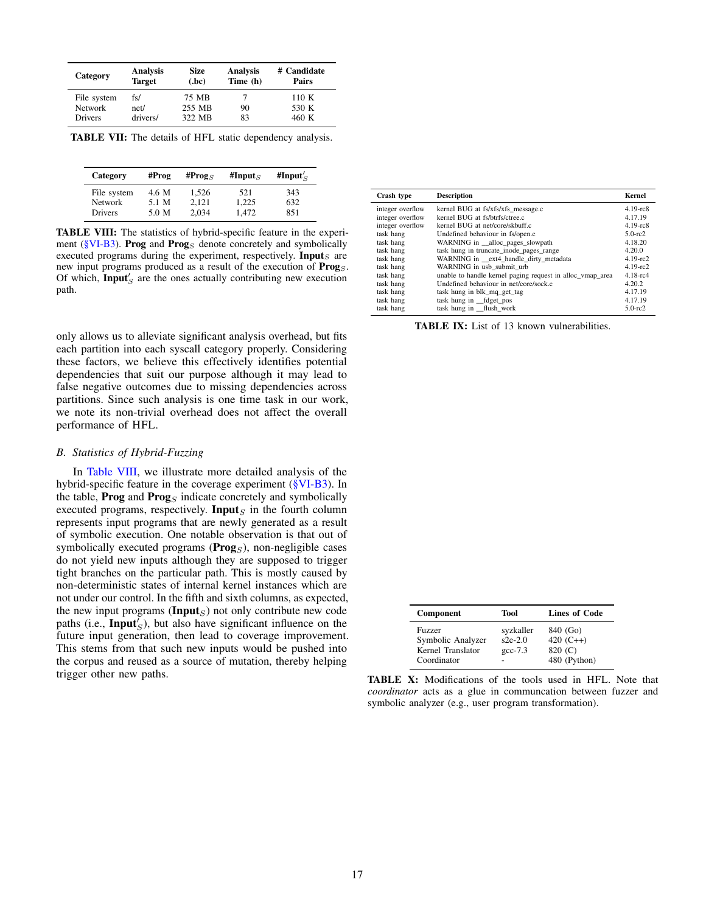| Category | Analysis Target | Size (.bc) | Analysis Time (h) | # Candidate Pairs |
|---|---|---|---|---|
| File system | fs/ | 75 MB | 7 | 110 K |
| Network | net/ | 255 MB | 90 | 530 K |
| Drivers | drivers/ | 322 MB | 83 | 460 K |

**TABLE VII:** The details of HFL static dependency analysis.

| Category | #Prog | #Prog$_S$ | #Input$_S$ | #Input$'_S$ |
|---|---|---|---|---|
| File system | 4.6 M | 1,526 | 521 | 343 |
| Network | 5.1 M | 2,121 | 1,225 | 632 |
| Drivers | 5.0 M | 2,034 | 1,472 | 851 |

**TABLE VIII:** The statistics of hybrid-specific feature in the experiment (§VI-B3). **Prog** and **Prog**$_S$ denote concretely and symbolically executed programs during the experiment, respectively. **Input**$_S$ are new input programs produced as a result of the execution of **Prog**$_S$. Of which, **Input**$'_S$ are the ones actually contributing new execution path.

only allows us to alleviate significant analysis overhead, but fits each partition into each syscall category properly. Considering these factors, we believe this effectively identifies potential dependencies that suit our purpose although it may lead to false negative outcomes due to missing dependencies across partitions. Since such analysis is one time task in our work, we note its non-trivial overhead does not affect the overall performance of HFL.

### *B. Statistics of Hybrid-Fuzzing*

In Table VIII, we illustrate more detailed analysis of the hybrid-specific feature in the coverage experiment (§VI-B3). In the table, **Prog** and **Prog**$_S$ indicate concretely and symbolically executed programs, respectively. **Input**$_S$ in the fourth column represents input programs that are newly generated as a result of symbolic execution. One notable observation is that out of symbolically executed programs (**Prog**$_S$), non-negligible cases do not yield new inputs although they are supposed to trigger tight branches on the particular path. This is mostly caused by non-deterministic states of internal kernel instances which are not under our control. In the fifth and sixth columns, as expected, the new input programs (**Input**$_S$) not only contribute new code paths (i.e., **Input**$'_S$), but also have significant influence on the future input generation, then lead to coverage improvement. This stems from that such new inputs would be pushed into the corpus and reused as a source of mutation, thereby helping trigger other new paths.

| Crash type | Description | Kernel |
|---|---|---|
| integer overflow | kernel BUG at fs/xfs/xfs_message.c | 4.19-rc8 |
| integer overflow | kernel BUG at fs/btrfs/ctree.c | 4.17.19 |
| integer overflow | kernel BUG at net/core/skbuff.c | 4.19-rc8 |
| task hang | Undefined behaviour in fs/open.c | 5.0-rc2 |
| task hang | WARNING in __alloc_pages_slowpath | 4.18.20 |
| task hang | task hung in truncate_inode_pages_range | 4.20.0 |
| task hang | WARNING in __ext4_handle_dirty_metadata | 4.19-rc2 |
| task hang | WARNING in usb_submit_urb | 4.19-rc2 |
| task hang | unable to handle kernel paging request in alloc_vmap_area | 4.18-rc4 |
| task hang | Undefined behaviour in net/core/sock.c | 4.20.2 |
| task hang | task hung in blk_mq_get_tag | 4.17.19 |
| task hang | task hung in __fdget_pos | 4.17.19 |
| task hang | task hung in __flush_work | 5.0-rc2 |

**TABLE IX:** List of 13 known vulnerabilities.

| Component | Tool | Lines of Code |
|---|---|---|
| Fuzzer | syzkaller | 840 (Go) |
| Symbolic Analyzer | s2e-2.0 | 420 (C++) |
| Kernel Translator | gcc-7.3 | 820 (C) |
| Coordinator | - | 480 (Python) |

**TABLE X:** Modifications of the tools used in HFL. Note that *coordinator* acts as a glue in communcation between fuzzer and symbolic analyzer (e.g., user program transformation).